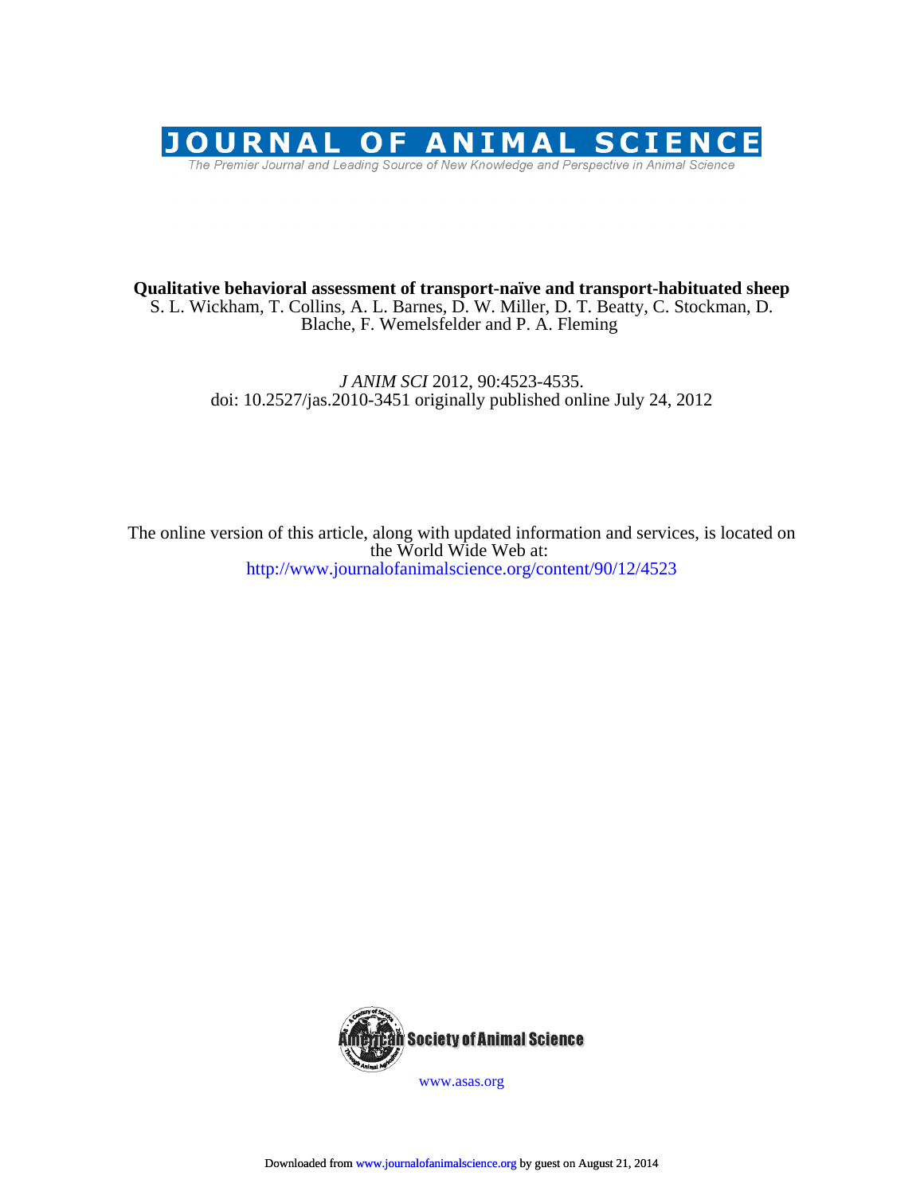# JOURNAL OF ANIMAL SCIENCE

The Premier Journal and Leading Source of New Knowledge and Perspective in Animal Science

**Qualitative behavioral assessment of transport-naïve and transport-habituated sheep**

S. L. Wickham, T. Collins, A. L. Barnes, D. W. Miller, D. T. Beatty, C. Stockman, D. Blache, F. Wemelsfelder and P. A. Fleming

*J ANIM SCI* 2012, 90:4523-4535.
doi: 10.2527/jas.2010-3451 originally published online July 24, 2012

The online version of this article, along with updated information and services, is located on the World Wide Web at:
http://www.journalofanimalscience.org/content/90/12/4523

American Society of Animal Science

www.asas.org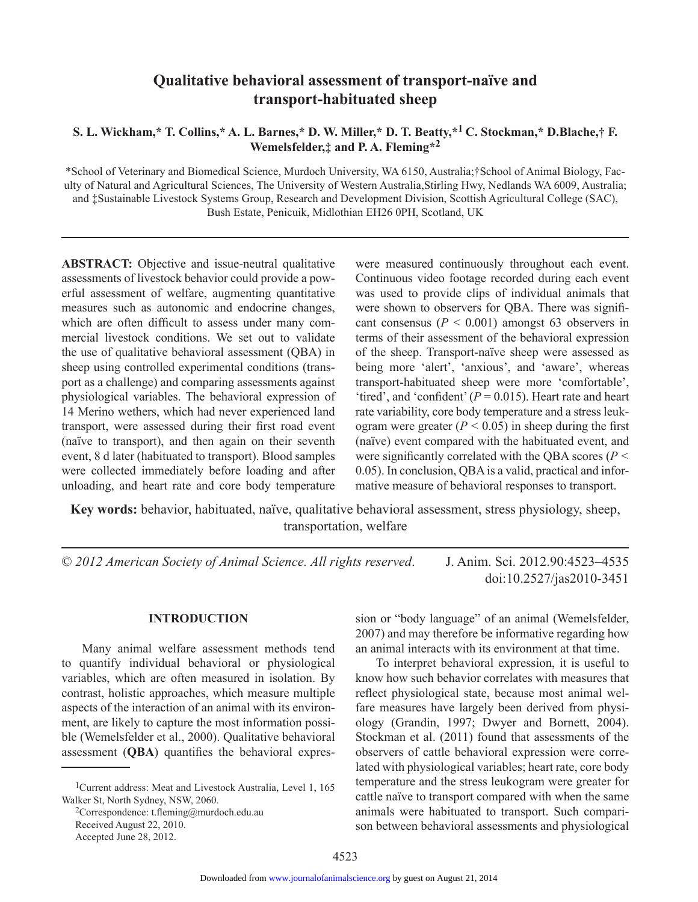# Qualitative behavioral assessment of transport-naïve and transport-habituated sheep

**S. L. Wickham,\* T. Collins,\* A. L. Barnes,\* D. W. Miller,\* D. T. Beatty,\*[1] C. Stockman,\* D.Blache,† F. Wemelsfelder,‡ and P. A. Fleming\*[2]**

\*School of Veterinary and Biomedical Science, Murdoch University, WA 6150, Australia;†School of Animal Biology, Faculty of Natural and Agricultural Sciences, The University of Western Australia,Stirling Hwy, Nedlands WA 6009, Australia; and ‡Sustainable Livestock Systems Group, Research and Development Division, Scottish Agricultural College (SAC), Bush Estate, Penicuik, Midlothian EH26 0PH, Scotland, UK

**ABSTRACT:** Objective and issue-neutral qualitative assessments of livestock behavior could provide a powerful assessment of welfare, augmenting quantitative measures such as autonomic and endocrine changes, which are often difficult to assess under many commercial livestock conditions. We set out to validate the use of qualitative behavioral assessment (QBA) in sheep using controlled experimental conditions (transport as a challenge) and comparing assessments against physiological variables. The behavioral expression of 14 Merino wethers, which had never experienced land transport, were assessed during their first road event (naïve to transport), and then again on their seventh event, 8 d later (habituated to transport). Blood samples were collected immediately before loading and after unloading, and heart rate and core body temperature were measured continuously throughout each event. Continuous video footage recorded during each event was used to provide clips of individual animals that were shown to observers for QBA. There was significant consensus ($P < 0.001$) amongst 63 observers in terms of their assessment of the behavioral expression of the sheep. Transport-naïve sheep were assessed as being more 'alert', 'anxious', and 'aware', whereas transport-habituated sheep were more 'comfortable', 'tired', and 'confident' ($P = 0.015$). Heart rate and heart rate variability, core body temperature and a stress leukogram were greater ($P < 0.05$) in sheep during the first (naïve) event compared with the habituated event, and were significantly correlated with the QBA scores ($P < 0.05$). In conclusion, QBA is a valid, practical and informative measure of behavioral responses to transport.

**Key words:** behavior, habituated, naïve, qualitative behavioral assessment, stress physiology, sheep, transportation, welfare

*© 2012 American Society of Animal Science. All rights reserved.* J. Anim. Sci. 2012.90:4523–4535 doi:10.2527/jas2010-3451

## INTRODUCTION

Many animal welfare assessment methods tend to quantify individual behavioral or physiological variables, which are often measured in isolation. By contrast, holistic approaches, which measure multiple aspects of the interaction of an animal with its environment, are likely to capture the most information possible (Wemelsfelder et al., 2000). Qualitative behavioral assessment (**QBA**) quantifies the behavioral expression or "body language" of an animal (Wemelsfelder, 2007) and may therefore be informative regarding how an animal interacts with its environment at that time.

To interpret behavioral expression, it is useful to know how such behavior correlates with measures that reflect physiological state, because most animal welfare measures have largely been derived from physiology (Grandin, 1997; Dwyer and Bornett, 2004). Stockman et al. (2011) found that assessments of the observers of cattle behavioral expression were correlated with physiological variables; heart rate, core body temperature and the stress leukogram were greater for cattle naïve to transport compared with when the same animals were habituated to transport. Such comparison between behavioral assessments and physiological

[1]Current address: Meat and Livestock Australia, Level 1, 165 Walker St, North Sydney, NSW, 2060.

[2]Correspondence: t.fleming@murdoch.edu.au

Received August 22, 2010.

Accepted June 28, 2012.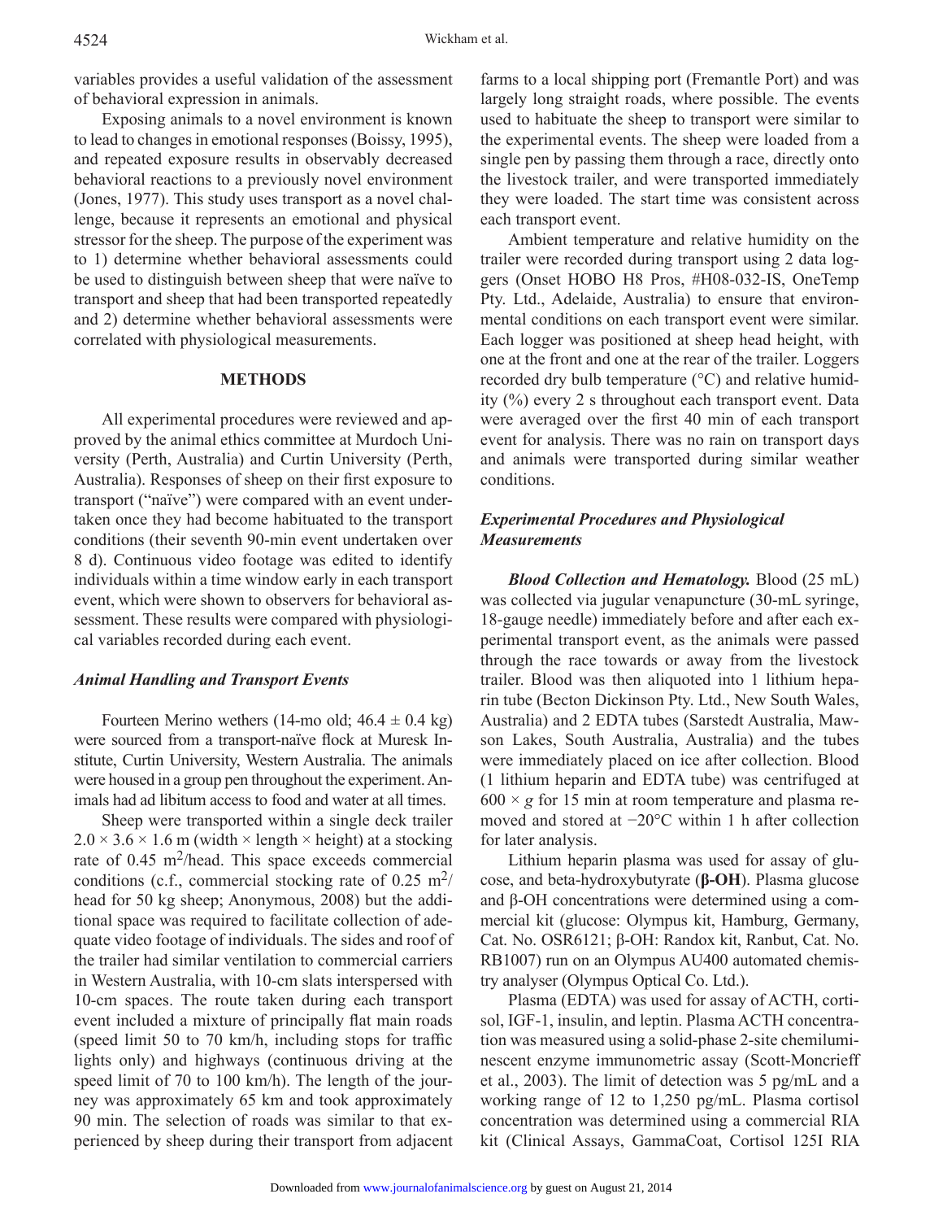variables provides a useful validation of the assessment of behavioral expression in animals.

Exposing animals to a novel environment is known to lead to changes in emotional responses (Boissy, 1995), and repeated exposure results in observably decreased behavioral reactions to a previously novel environment (Jones, 1977). This study uses transport as a novel challenge, because it represents an emotional and physical stressor for the sheep. The purpose of the experiment was to 1) determine whether behavioral assessments could be used to distinguish between sheep that were naïve to transport and sheep that had been transported repeatedly and 2) determine whether behavioral assessments were correlated with physiological measurements.

## METHODS

All experimental procedures were reviewed and approved by the animal ethics committee at Murdoch University (Perth, Australia) and Curtin University (Perth, Australia). Responses of sheep on their first exposure to transport ("naïve") were compared with an event undertaken once they had become habituated to the transport conditions (their seventh 90-min event undertaken over 8 d). Continuous video footage was edited to identify individuals within a time window early in each transport event, which were shown to observers for behavioral assessment. These results were compared with physiological variables recorded during each event.

### *Animal Handling and Transport Events*

Fourteen Merino wethers (14-mo old; $46.4 \pm 0.4$ kg) were sourced from a transport-naïve flock at Muresk Institute, Curtin University, Western Australia. The animals were housed in a group pen throughout the experiment. Animals had ad libitum access to food and water at all times.

Sheep were transported within a single deck trailer $2.0 \times 3.6 \times 1.6$ m (width × length × height) at a stocking rate of 0.45 $m^2$/head. This space exceeds commercial conditions (c.f., commercial stocking rate of 0.25 $m^2$/head for 50 kg sheep; Anonymous, 2008) but the additional space was required to facilitate collection of adequate video footage of individuals. The sides and roof of the trailer had similar ventilation to commercial carriers in Western Australia, with 10-cm slats interspersed with 10-cm spaces. The route taken during each transport event included a mixture of principally flat main roads (speed limit 50 to 70 km/h, including stops for traffic lights only) and highways (continuous driving at the speed limit of 70 to 100 km/h). The length of the journey was approximately 65 km and took approximately 90 min. The selection of roads was similar to that experienced by sheep during their transport from adjacent farms to a local shipping port (Fremantle Port) and was largely long straight roads, where possible. The events used to habituate the sheep to transport were similar to the experimental events. The sheep were loaded from a single pen by passing them through a race, directly onto the livestock trailer, and were transported immediately they were loaded. The start time was consistent across each transport event.

Ambient temperature and relative humidity on the trailer were recorded during transport using 2 data loggers (Onset HOBO H8 Pros, #H08-032-IS, OneTemp Pty. Ltd., Adelaide, Australia) to ensure that environmental conditions on each transport event were similar. Each logger was positioned at sheep head height, with one at the front and one at the rear of the trailer. Loggers recorded dry bulb temperature (°C) and relative humidity (%) every 2 s throughout each transport event. Data were averaged over the first 40 min of each transport event for analysis. There was no rain on transport days and animals were transported during similar weather conditions.

### *Experimental Procedures and Physiological Measurements*

***Blood Collection and Hematology.*** Blood (25 mL) was collected via jugular venapuncture (30-mL syringe, 18-gauge needle) immediately before and after each experimental transport event, as the animals were passed through the race towards or away from the livestock trailer. Blood was then aliquoted into 1 lithium heparin tube (Becton Dickinson Pty. Ltd., New South Wales, Australia) and 2 EDTA tubes (Sarstedt Australia, Mawson Lakes, South Australia, Australia) and the tubes were immediately placed on ice after collection. Blood (1 lithium heparin and EDTA tube) was centrifuged at $600 \times g$ for 15 min at room temperature and plasma removed and stored at −20°C within 1 h after collection for later analysis.

Lithium heparin plasma was used for assay of glucose, and beta-hydroxybutyrate (**β-OH**). Plasma glucose and β-OH concentrations were determined using a commercial kit (glucose: Olympus kit, Hamburg, Germany, Cat. No. OSR6121; β-OH: Randox kit, Ranbut, Cat. No. RB1007) run on an Olympus AU400 automated chemistry analyser (Olympus Optical Co. Ltd.).

Plasma (EDTA) was used for assay of ACTH, cortisol, IGF-1, insulin, and leptin. Plasma ACTH concentration was measured using a solid-phase 2-site chemiluminescent enzyme immunometric assay (Scott-Moncrieff et al., 2003). The limit of detection was 5 pg/mL and a working range of 12 to 1,250 pg/mL. Plasma cortisol concentration was determined using a commercial RIA kit (Clinical Assays, GammaCoat, Cortisol 125I RIA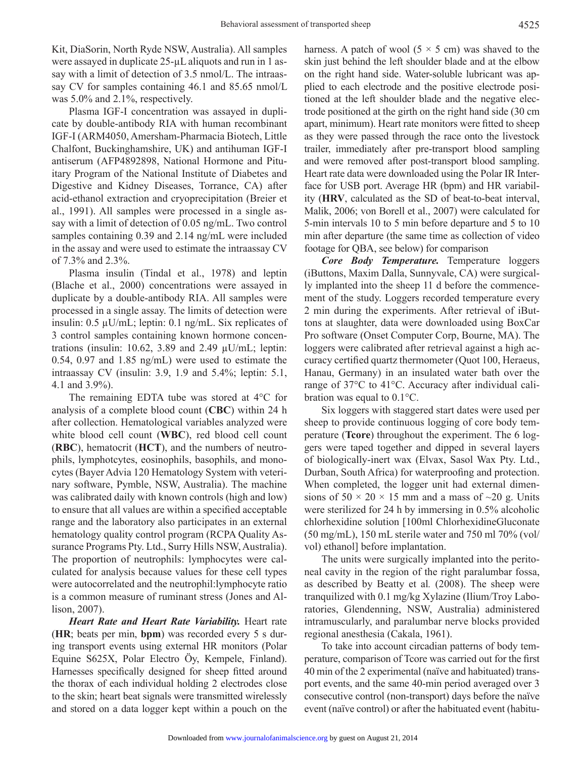Kit, DiaSorin, North Ryde NSW, Australia). All samples were assayed in duplicate 25-µL aliquots and run in 1 assay with a limit of detection of 3.5 nmol/L. The intraassay CV for samples containing 46.1 and 85.65 nmol/L was 5.0% and 2.1%, respectively.

Plasma IGF-I concentration was assayed in duplicate by double-antibody RIA with human recombinant IGF-I (ARM4050, Amersham-Pharmacia Biotech, Little Chalfont, Buckinghamshire, UK) and antihuman IGF-I antiserum (AFP4892898, National Hormone and Pituitary Program of the National Institute of Diabetes and Digestive and Kidney Diseases, Torrance, CA) after acid-ethanol extraction and cryoprecipitation (Breier et al., 1991). All samples were processed in a single assay with a limit of detection of 0.05 ng/mL. Two control samples containing 0.39 and 2.14 ng/mL were included in the assay and were used to estimate the intraassay CV of 7.3% and 2.3%.

Plasma insulin (Tindal et al., 1978) and leptin (Blache et al., 2000) concentrations were assayed in duplicate by a double-antibody RIA. All samples were processed in a single assay. The limits of detection were insulin: 0.5 µU/mL; leptin: 0.1 ng/mL. Six replicates of 3 control samples containing known hormone concentrations (insulin: 10.62, 3.89 and 2.49 µU/mL; leptin: 0.54, 0.97 and 1.85 ng/mL) were used to estimate the intraassay CV (insulin: 3.9, 1.9 and 5.4%; leptin: 5.1, 4.1 and 3.9%).

The remaining EDTA tube was stored at 4°C for analysis of a complete blood count (**CBC**) within 24 h after collection. Hematological variables analyzed were white blood cell count (**WBC**), red blood cell count (**RBC**), hematocrit (**HCT**), and the numbers of neutrophils, lymphotcytes, eosinophils, basophils, and monocytes (Bayer Advia 120 Hematology System with veterinary software, Pymble, NSW, Australia). The machine was calibrated daily with known controls (high and low) to ensure that all values are within a specified acceptable range and the laboratory also participates in an external hematology quality control program (RCPA Quality Assurance Programs Pty. Ltd., Surry Hills NSW, Australia). The proportion of neutrophils: lymphocytes were calculated for analysis because values for these cell types were autocorrelated and the neutrophil:lymphocyte ratio is a common measure of ruminant stress (Jones and Allison, 2007).

***Heart Rate and Heart Rate Variability.*** Heart rate (**HR**; beats per min, **bpm**) was recorded every 5 s during transport events using external HR monitors (Polar Equine S625X, Polar Electro Öy, Kempele, Finland). Harnesses specifically designed for sheep fitted around the thorax of each individual holding 2 electrodes close to the skin; heart beat signals were transmitted wirelessly and stored on a data logger kept within a pouch on the harness. A patch of wool (5 × 5 cm) was shaved to the skin just behind the left shoulder blade and at the elbow on the right hand side. Water-soluble lubricant was applied to each electrode and the positive electrode positioned at the left shoulder blade and the negative electrode positioned at the girth on the right hand side (30 cm apart, minimum). Heart rate monitors were fitted to sheep as they were passed through the race onto the livestock trailer, immediately after pre-transport blood sampling and were removed after post-transport blood sampling. Heart rate data were downloaded using the Polar IR Interface for USB port. Average HR (bpm) and HR variability (**HRV**, calculated as the SD of beat-to-beat interval, Malik, 2006; von Borell et al., 2007) were calculated for 5-min intervals 10 to 5 min before departure and 5 to 10 min after departure (the same time as collection of video footage for QBA, see below) for comparison

***Core Body Temperature.*** Temperature loggers (iButtons, Maxim Dalla, Sunnyvale, CA) were surgically implanted into the sheep 11 d before the commencement of the study. Loggers recorded temperature every 2 min during the experiments. After retrieval of iButtons at slaughter, data were downloaded using BoxCar Pro software (Onset Computer Corp, Bourne, MA). The loggers were calibrated after retrieval against a high accuracy certified quartz thermometer (Quot 100, Heraeus, Hanau, Germany) in an insulated water bath over the range of 37°C to 41°C. Accuracy after individual calibration was equal to 0.1°C.

Six loggers with staggered start dates were used per sheep to provide continuous logging of core body temperature (**Tcore**) throughout the experiment. The 6 loggers were taped together and dipped in several layers of biologically-inert wax (Elvax, Sasol Wax Pty. Ltd., Durban, South Africa) for waterproofing and protection. When completed, the logger unit had external dimensions of 50 × 20 × 15 mm and a mass of ~20 g. Units were sterilized for 24 h by immersing in 0.5% alcoholic chlorhexidine solution [100ml ChlorhexidineGluconate (50 mg/mL), 150 mL sterile water and 750 ml 70% (vol/vol) ethanol] before implantation.

The units were surgically implanted into the peritoneal cavity in the region of the right paralumbar fossa, as described by Beatty et al. (2008). The sheep were tranquilized with 0.1 mg/kg Xylazine (Ilium/Troy Laboratories, Glendenning, NSW, Australia) administered intramuscularly, and paralumbar nerve blocks provided regional anesthesia (Cakala, 1961).

To take into account circadian patterns of body temperature, comparison of Tcore was carried out for the first 40 min of the 2 experimental (naïve and habituated) transport events, and the same 40-min period averaged over 3 consecutive control (non-transport) days before the naïve event (naïve control) or after the habituated event (habitu-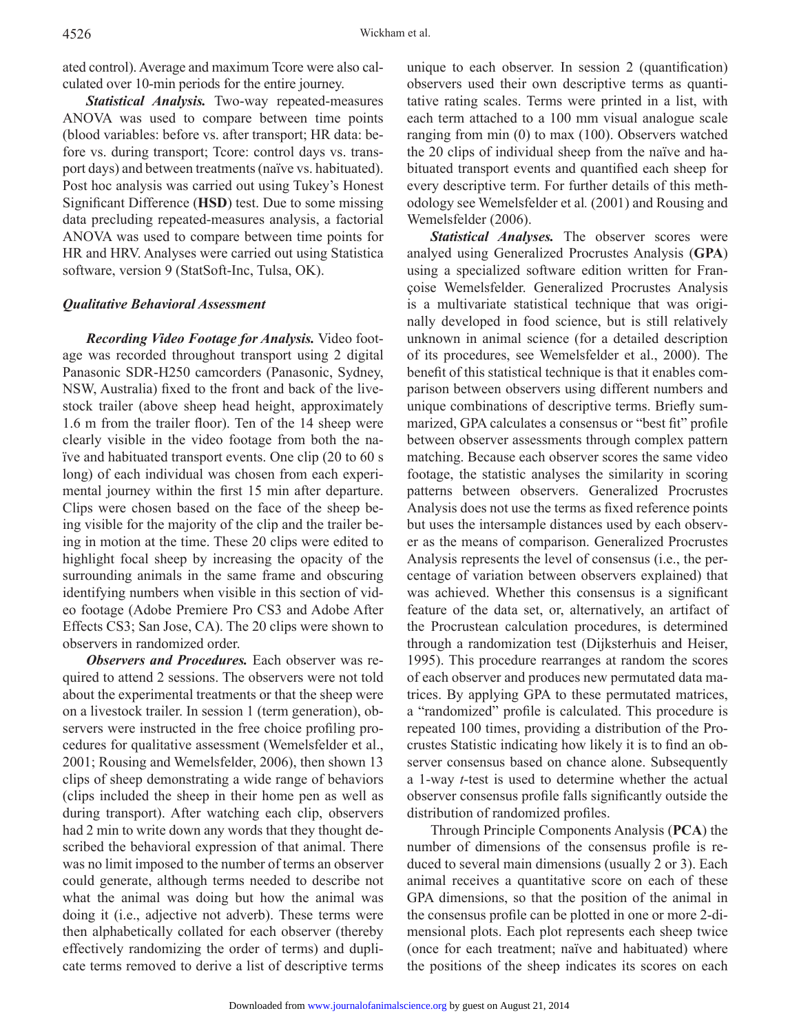ated control). Average and maximum Tcore were also calculated over 10-min periods for the entire journey.

***Statistical Analysis.*** Two-way repeated-measures ANOVA was used to compare between time points (blood variables: before vs. after transport; HR data: before vs. during transport; Tcore: control days vs. transport days) and between treatments (naïve vs. habituated). Post hoc analysis was carried out using Tukey's Honest Significant Difference (**HSD**) test. Due to some missing data precluding repeated-measures analysis, a factorial ANOVA was used to compare between time points for HR and HRV. Analyses were carried out using Statistica software, version 9 (StatSoft-Inc, Tulsa, OK).

### *Qualitative Behavioral Assessment*

***Recording Video Footage for Analysis.*** Video footage was recorded throughout transport using 2 digital Panasonic SDR-H250 camcorders (Panasonic, Sydney, NSW, Australia) fixed to the front and back of the livestock trailer (above sheep head height, approximately 1.6 m from the trailer floor). Ten of the 14 sheep were clearly visible in the video footage from both the naïve and habituated transport events. One clip (20 to 60 s long) of each individual was chosen from each experimental journey within the first 15 min after departure. Clips were chosen based on the face of the sheep being visible for the majority of the clip and the trailer being in motion at the time. These 20 clips were edited to highlight focal sheep by increasing the opacity of the surrounding animals in the same frame and obscuring identifying numbers when visible in this section of video footage (Adobe Premiere Pro CS3 and Adobe After Effects CS3; San Jose, CA). The 20 clips were shown to observers in randomized order.

***Observers and Procedures.*** Each observer was required to attend 2 sessions. The observers were not told about the experimental treatments or that the sheep were on a livestock trailer. In session 1 (term generation), observers were instructed in the free choice profiling procedures for qualitative assessment (Wemelsfelder et al., 2001; Rousing and Wemelsfelder, 2006), then shown 13 clips of sheep demonstrating a wide range of behaviors (clips included the sheep in their home pen as well as during transport). After watching each clip, observers had 2 min to write down any words that they thought described the behavioral expression of that animal. There was no limit imposed to the number of terms an observer could generate, although terms needed to describe not what the animal was doing but how the animal was doing it (i.e., adjective not adverb). These terms were then alphabetically collated for each observer (thereby effectively randomizing the order of terms) and duplicate terms removed to derive a list of descriptive terms unique to each observer. In session 2 (quantification) observers used their own descriptive terms as quantitative rating scales. Terms were printed in a list, with each term attached to a 100 mm visual analogue scale ranging from min (0) to max (100). Observers watched the 20 clips of individual sheep from the naïve and habituated transport events and quantified each sheep for every descriptive term. For further details of this methodology see Wemelsfelder et al*.* (2001) and Rousing and Wemelsfelder (2006).

***Statistical Analyses.*** The observer scores were analyed using Generalized Procrustes Analysis (**GPA**) using a specialized software edition written for Françoise Wemelsfelder. Generalized Procrustes Analysis is a multivariate statistical technique that was originally developed in food science, but is still relatively unknown in animal science (for a detailed description of its procedures, see Wemelsfelder et al., 2000). The benefit of this statistical technique is that it enables comparison between observers using different numbers and unique combinations of descriptive terms. Briefly summarized, GPA calculates a consensus or "best fit" profile between observer assessments through complex pattern matching. Because each observer scores the same video footage, the statistic analyses the similarity in scoring patterns between observers. Generalized Procrustes Analysis does not use the terms as fixed reference points but uses the intersample distances used by each observer as the means of comparison. Generalized Procrustes Analysis represents the level of consensus (i.e., the percentage of variation between observers explained) that was achieved. Whether this consensus is a significant feature of the data set, or, alternatively, an artifact of the Procrustean calculation procedures, is determined through a randomization test (Dijksterhuis and Heiser, 1995). This procedure rearranges at random the scores of each observer and produces new permutated data matrices. By applying GPA to these permutated matrices, a "randomized" profile is calculated. This procedure is repeated 100 times, providing a distribution of the Procrustes Statistic indicating how likely it is to find an observer consensus based on chance alone. Subsequently a 1-way *t*-test is used to determine whether the actual observer consensus profile falls significantly outside the distribution of randomized profiles.

Through Principle Components Analysis (**PCA**) the number of dimensions of the consensus profile is reduced to several main dimensions (usually 2 or 3). Each animal receives a quantitative score on each of these GPA dimensions, so that the position of the animal in the consensus profile can be plotted in one or more 2-dimensional plots. Each plot represents each sheep twice (once for each treatment; naïve and habituated) where the positions of the sheep indicates its scores on each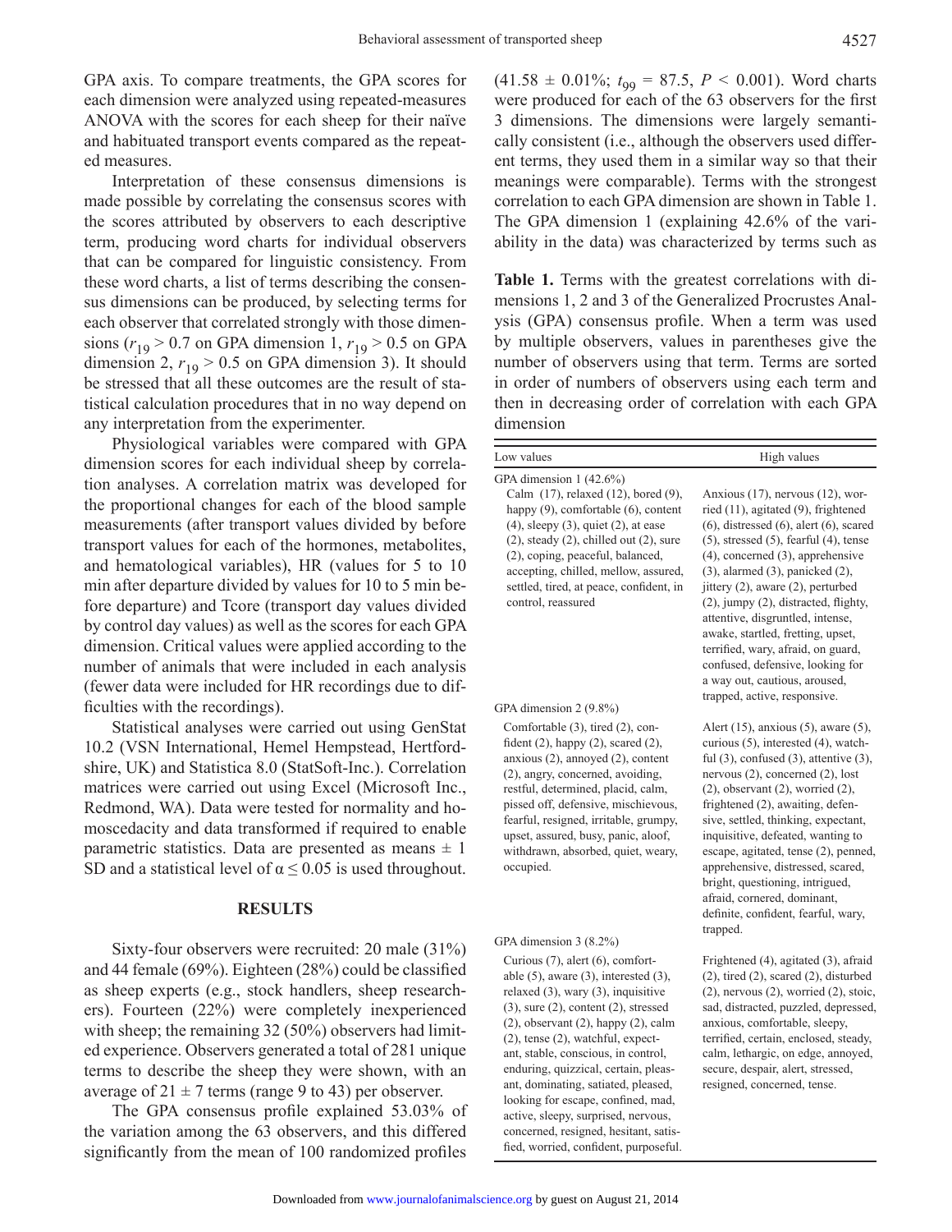GPA axis. To compare treatments, the GPA scores for each dimension were analyzed using repeated-measures ANOVA with the scores for each sheep for their naïve and habituated transport events compared as the repeated measures.

Interpretation of these consensus dimensions is made possible by correlating the consensus scores with the scores attributed by observers to each descriptive term, producing word charts for individual observers that can be compared for linguistic consistency. From these word charts, a list of terms describing the consensus dimensions can be produced, by selecting terms for each observer that correlated strongly with those dimensions ($r_{19} > 0.7$ on GPA dimension 1, $r_{19} > 0.5$ on GPA dimension 2, $r_{19} > 0.5$ on GPA dimension 3). It should be stressed that all these outcomes are the result of statistical calculation procedures that in no way depend on any interpretation from the experimenter.

Physiological variables were compared with GPA dimension scores for each individual sheep by correlation analyses. A correlation matrix was developed for the proportional changes for each of the blood sample measurements (after transport values divided by before transport values for each of the hormones, metabolites, and hematological variables), HR (values for 5 to 10 min after departure divided by values for 10 to 5 min before departure) and Tcore (transport day values divided by control day values) as well as the scores for each GPA dimension. Critical values were applied according to the number of animals that were included in each analysis (fewer data were included for HR recordings due to difficulties with the recordings).

Statistical analyses were carried out using GenStat 10.2 (VSN International, Hemel Hempstead, Hertfordshire, UK) and Statistica 8.0 (StatSoft-Inc.). Correlation matrices were carried out using Excel (Microsoft Inc., Redmond, WA). Data were tested for normality and homoscedacity and data transformed if required to enable parametric statistics. Data are presented as means ± 1 SD and a statistical level of $\alpha \leq 0.05$ is used throughout.

## RESULTS

Sixty-four observers were recruited: 20 male (31%) and 44 female (69%). Eighteen (28%) could be classified as sheep experts (e.g., stock handlers, sheep researchers). Fourteen (22%) were completely inexperienced with sheep; the remaining 32 (50%) observers had limited experience. Observers generated a total of 281 unique terms to describe the sheep they were shown, with an average of 21 ± 7 terms (range 9 to 43) per observer.

The GPA consensus profile explained 53.03% of the variation among the 63 observers, and this differed significantly from the mean of 100 randomized profiles (41.58 ± 0.01%; $t_{99} = 87.5$, $P < 0.001$). Word charts were produced for each of the 63 observers for the first 3 dimensions. The dimensions were largely semantically consistent (i.e., although the observers used different terms, they used them in a similar way so that their meanings were comparable). Terms with the strongest correlation to each GPA dimension are shown in Table 1. The GPA dimension 1 (explaining 42.6% of the variability in the data) was characterized by terms such as

**Table 1.** Terms with the greatest correlations with dimensions 1, 2 and 3 of the Generalized Procrustes Analysis (GPA) consensus profile. When a term was used by multiple observers, values in parentheses give the number of observers using that term. Terms are sorted in order of numbers of observers using each term and then in decreasing order of correlation with each GPA dimension

| Low values | High values |
|---|---|
| GPA dimension 1 (42.6%) | |
| Calm (17), relaxed (12), bored (9), happy (9), comfortable (6), content (4), sleepy (3), quiet (2), at ease (2), steady (2), chilled out (2), sure (2), coping, peaceful, balanced, accepting, chilled, mellow, assured, settled, tired, at peace, confident, in control, reassured | Anxious (17), nervous (12), worried (11), agitated (9), frightened (6), distressed (6), alert (6), scared (5), stressed (5), fearful (4), tense (4), concerned (3), apprehensive (3), alarmed (3), panicked (2), jittery (2), aware (2), perturbed (2), jumpy (2), distracted, flighty, attentive, disgruntled, intense, awake, startled, fretting, upset, terrified, wary, afraid, on guard, confused, defensive, looking for a way out, cautious, aroused, trapped, active, responsive. |
| GPA dimension 2 (9.8%) | |
| Comfortable (3), tired (2), confident (2), happy (2), scared (2), anxious (2), annoyed (2), content (2), angry, concerned, avoiding, restful, determined, placid, calm, pissed off, defensive, mischievous, fearful, resigned, irritable, grumpy, upset, assured, busy, panic, aloof, withdrawn, absorbed, quiet, weary, occupied. | Alert (15), anxious (5), aware (5), curious (5), interested (4), watchful (3), confused (3), attentive (3), nervous (2), concerned (2), lost (2), observant (2), worried (2), frightened (2), awaiting, defensive, settled, thinking, expectant, inquisitive, defeated, wanting to escape, agitated, tense (2), penned, apprehensive, distressed, scared, bright, questioning, intrigued, afraid, cornered, dominant, definite, confident, fearful, wary, trapped. |
| GPA dimension 3 (8.2%) | |
| Curious (7), alert (6), comfortable (5), aware (3), interested (3), relaxed (3), wary (3), inquisitive (3), sure (2), content (2), stressed (2), observant (2), happy (2), calm (2), tense (2), watchful, expectant, stable, conscious, in control, enduring, quizzical, certain, pleasant, dominating, satiated, pleased, looking for escape, confined, mad, active, sleepy, surprised, nervous, concerned, resigned, hesitant, satisfied, worried, confident, purposeful. | Frightened (4), agitated (3), afraid (2), tired (2), scared (2), disturbed (2), nervous (2), worried (2), stoic, sad, distracted, puzzled, depressed, anxious, comfortable, sleepy, terrified, certain, enclosed, steady, calm, lethargic, on edge, annoyed, secure, despair, alert, stressed, resigned, concerned, tense. |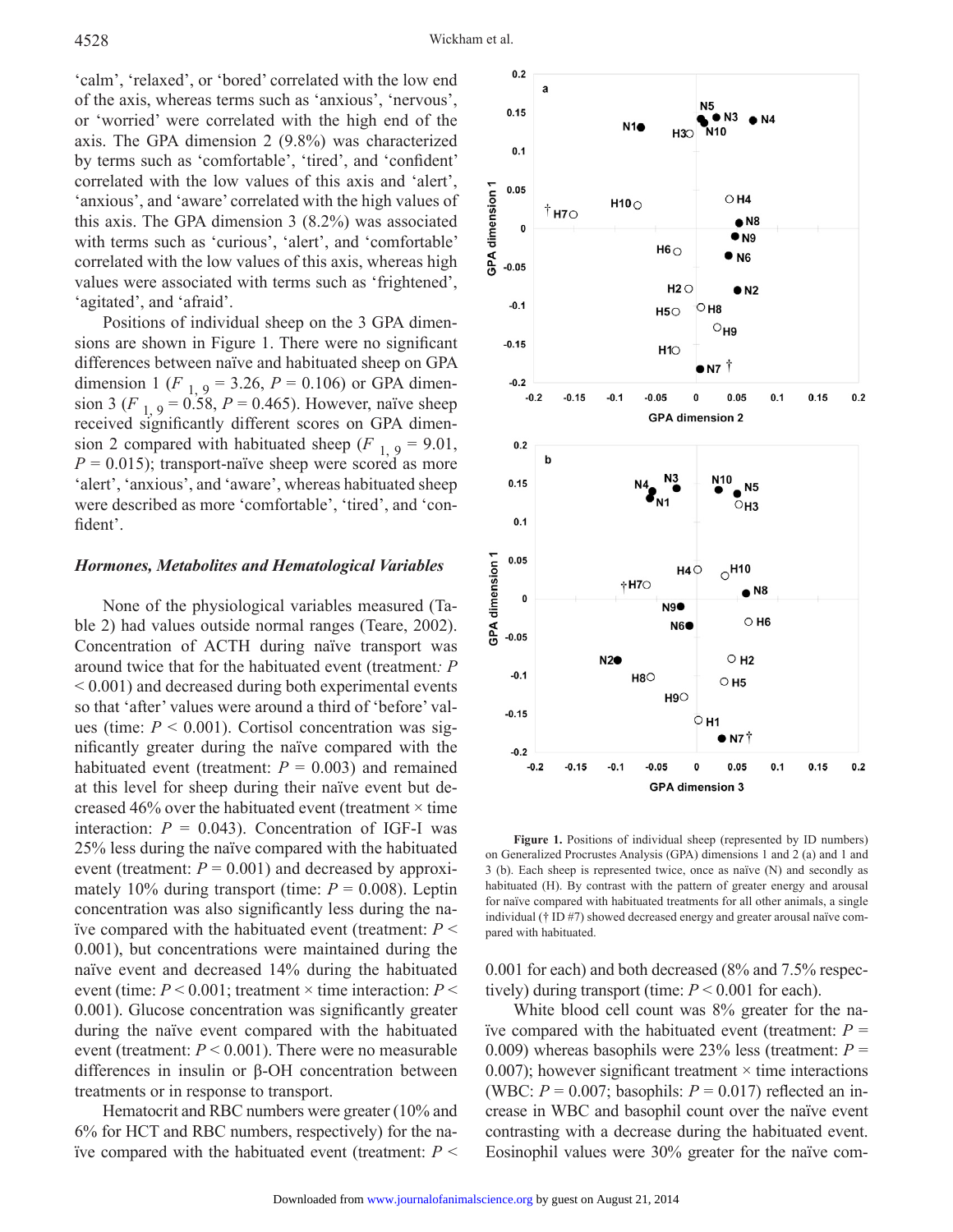'calm', 'relaxed', or 'bored' correlated with the low end of the axis, whereas terms such as 'anxious', 'nervous', or 'worried' were correlated with the high end of the axis. The GPA dimension 2 (9.8%) was characterized by terms such as 'comfortable', 'tired', and 'confident' correlated with the low values of this axis and 'alert', 'anxious', and 'aware' correlated with the high values of this axis. The GPA dimension 3 (8.2%) was associated with terms such as 'curious', 'alert', and 'comfortable' correlated with the low values of this axis, whereas high values were associated with terms such as 'frightened', 'agitated', and 'afraid'.

Positions of individual sheep on the 3 GPA dimensions are shown in Figure 1. There were no significant differences between naïve and habituated sheep on GPA dimension 1 ($F_{1, 9} = 3.26$, $P = 0.106$) or GPA dimension 3 ($F_{1, 9} = 0.58$, $P = 0.465$). However, naïve sheep received significantly different scores on GPA dimension 2 compared with habituated sheep ($F_{1, 9} = 9.01$, $P = 0.015$); transport-naïve sheep were scored as more 'alert', 'anxious', and 'aware', whereas habituated sheep were described as more 'comfortable', 'tired', and 'confident'.

### *Hormones, Metabolites and Hematological Variables*

None of the physiological variables measured (Table 2) had values outside normal ranges (Teare, 2002). Concentration of ACTH during naïve transport was around twice that for the habituated event (treatment: $P < 0.001$) and decreased during both experimental events so that 'after' values were around a third of 'before' values (time: $P < 0.001$). Cortisol concentration was significantly greater during the naïve compared with the habituated event (treatment: $P = 0.003$) and remained at this level for sheep during their naïve event but decreased 46% over the habituated event (treatment × time interaction: $P = 0.043$). Concentration of IGF-I was 25% less during the naïve compared with the habituated event (treatment: $P = 0.001$) and decreased by approximately 10% during transport (time: $P = 0.008$). Leptin concentration was also significantly less during the naïve compared with the habituated event (treatment: $P < 0.001$), but concentrations were maintained during the naïve event and decreased 14% during the habituated event (time: $P < 0.001$; treatment × time interaction: $P < 0.001$). Glucose concentration was significantly greater during the naïve event compared with the habituated event (treatment: $P < 0.001$). There were no measurable differences in insulin or β-OH concentration between treatments or in response to transport.

Hematocrit and RBC numbers were greater (10% and 6% for HCT and RBC numbers, respectively) for the naïve compared with habituated event (treatment: $P < 0.001$ for each) and both decreased (8% and 7.5% respectively) during transport (time: $P < 0.001$ for each).

White blood cell count was 8% greater for the naïve compared with the habituated event (treatment: $P = 0.009$) whereas basophils were 23% less (treatment: $P = 0.007$); however significant treatment × time interactions (WBC: $P = 0.007$; basophils: $P = 0.017$) reflected an increase in WBC and basophil count over the naïve event contrasting with a decrease during the habituated event. Eosinophil values were 30% greater for the naïve com-

**Figure 1.** Positions of individual sheep (represented by ID numbers) on Generalized Procrustes Analysis (GPA) dimensions 1 and 2 (a) and 1 and 3 (b). Each sheep is represented twice, once as naïve (N) and secondly as habituated (H). By contrast with the pattern of greater energy and arousal for naïve compared with habituated treatments for all other animals, a single individual († ID #7) showed decreased energy and greater arousal naïve compared with habituated.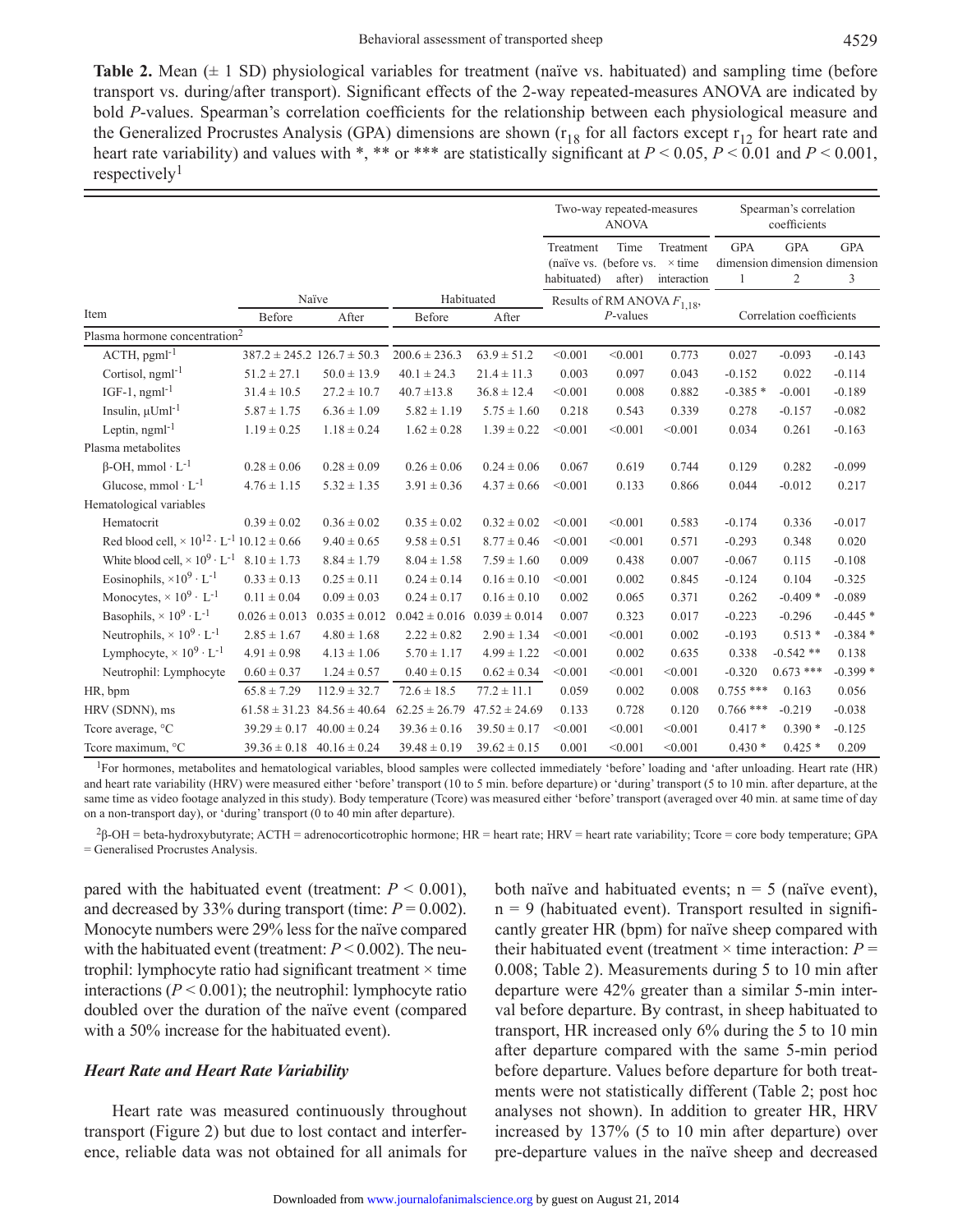**Table 2.** Mean (± 1 SD) physiological variables for treatment (naïve vs. habituated) and sampling time (before transport vs. during/after transport). Significant effects of the 2-way repeated-measures ANOVA are indicated by bold *P*-values. Spearman's correlation coefficients for the relationship between each physiological measure and the Generalized Procrustes Analysis (GPA) dimensions are shown ($r_{18}$ for all factors except $r_{12}$ for heart rate and heart rate variability) and values with *, ** or *** are statistically significant at $P < 0.05$, $P < 0.01$ and $P < 0.001$, respectively[1]

| Item | Naïve | | Habituated | | Two-way repeated-measures ANOVA | | | Spearman's correlation coefficients | | |
|---|---|---|---|---|---|---|---|---|---|---|
| | | | | | Treatment (naïve vs. habituated) | Time (before vs. after) | Treatment × time interaction | GPA dimension 1 | GPA dimension 2 | GPA dimension 3 |
| | Before | After | Before | After | Results of RM ANOVA $F_{1,18}$, *P*-values | | | Correlation coefficients | | |
| Plasma hormone concentration[2] | | | | | | | | | | |
| ACTH, $pgml^{-1}$ | 387.2 ± 245.2 | 126.7 ± 50.3 | 200.6 ± 236.3 | 63.9 ± 51.2 | <0.001 | <0.001 | 0.773 | 0.027 | -0.093 | -0.143 |
| Cortisol, $ngml^{-1}$ | 51.2 ± 27.1 | 50.0 ± 13.9 | 40.1 ± 24.3 | 21.4 ± 11.3 | 0.003 | 0.097 | 0.043 | -0.152 | 0.022 | -0.114 |
| IGF-1, $ngml^{-1}$ | 31.4 ± 10.5 | 27.2 ± 10.7 | 40.7 ±13.8 | 36.8 ± 12.4 | <0.001 | 0.008 | 0.882 | -0.385 * | -0.001 | -0.189 |
| Insulin, $\mu Uml^{-1}$ | 5.87 ± 1.75 | 6.36 ± 1.09 | 5.82 ± 1.19 | 5.75 ± 1.60 | 0.218 | 0.543 | 0.339 | 0.278 | -0.157 | -0.082 |
| Leptin, $ngml^{-1}$ | 1.19 ± 0.25 | 1.18 ± 0.24 | 1.62 ± 0.28 | 1.39 ± 0.22 | <0.001 | <0.001 | <0.001 | 0.034 | 0.261 | -0.163 |
| Plasma metabolites | | | | | | | | | | |
| β-OH, $mmol \cdot L^{-1}$ | 0.28 ± 0.06 | 0.28 ± 0.09 | 0.26 ± 0.06 | 0.24 ± 0.06 | 0.067 | 0.619 | 0.744 | 0.129 | 0.282 | -0.099 |
| Glucose, $mmol \cdot L^{-1}$ | 4.76 ± 1.15 | 5.32 ± 1.35 | 3.91 ± 0.36 | 4.37 ± 0.66 | <0.001 | 0.133 | 0.866 | 0.044 | -0.012 | 0.217 |
| Hematological variables | | | | | | | | | | |
| Hematocrit | 0.39 ± 0.02 | 0.36 ± 0.02 | 0.35 ± 0.02 | 0.32 ± 0.02 | <0.001 | <0.001 | 0.583 | -0.174 | 0.336 | -0.017 |
| Red blood cell, $\times 10^{12} \cdot L^{-1}$ | 10.12 ± 0.66 | 9.40 ± 0.65 | 9.58 ± 0.51 | 8.77 ± 0.46 | <0.001 | <0.001 | 0.571 | -0.293 | 0.348 | 0.020 |
| White blood cell, $\times 10^{9} \cdot L^{-1}$ | 8.10 ± 1.73 | 8.84 ± 1.79 | 8.04 ± 1.58 | 7.59 ± 1.60 | 0.009 | 0.438 | 0.007 | -0.067 | 0.115 | -0.108 |
| Eosinophils, $\times 10^{9} \cdot L^{-1}$ | 0.33 ± 0.13 | 0.25 ± 0.11 | 0.24 ± 0.14 | 0.16 ± 0.10 | <0.001 | 0.002 | 0.845 | -0.124 | 0.104 | -0.325 |
| Monocytes, $\times 10^{9} \cdot L^{-1}$ | 0.11 ± 0.04 | 0.09 ± 0.03 | 0.24 ± 0.17 | 0.16 ± 0.10 | 0.002 | 0.065 | 0.371 | 0.262 | -0.409 * | -0.089 |
| Basophils, $\times 10^{9} \cdot L^{-1}$ | 0.026 ± 0.013 | 0.035 ± 0.012 | 0.042 ± 0.016 | 0.039 ± 0.014 | 0.007 | 0.323 | 0.017 | -0.223 | -0.296 | -0.445 * |
| Neutrophils, $\times 10^{9} \cdot L^{-1}$ | 2.85 ± 1.67 | 4.80 ± 1.68 | 2.22 ± 0.82 | 2.90 ± 1.34 | <0.001 | <0.001 | 0.002 | -0.193 | 0.513 * | -0.384 * |
| Lymphocyte, $\times 10^{9} \cdot L^{-1}$ | 4.91 ± 0.98 | 4.13 ± 1.06 | 5.70 ± 1.17 | 4.99 ± 1.22 | <0.001 | 0.002 | 0.635 | 0.338 | -0.542 ** | 0.138 |
| Neutrophil: Lymphocyte | 0.60 ± 0.37 | 1.24 ± 0.57 | 0.40 ± 0.15 | 0.62 ± 0.34 | <0.001 | <0.001 | <0.001 | -0.320 | 0.673 *** | -0.399 * |
| HR, bpm | 65.8 ± 7.29 | 112.9 ± 32.7 | 72.6 ± 18.5 | 77.2 ± 11.1 | 0.059 | 0.002 | 0.008 | 0.755 *** | 0.163 | 0.056 |
| HRV (SDNN), ms | 61.58 ± 31.23 | 84.56 ± 40.64 | 62.25 ± 26.79 | 47.52 ± 24.69 | 0.133 | 0.728 | 0.120 | 0.766 *** | -0.219 | -0.038 |
| Tcore average, °C | 39.29 ± 0.17 | 40.00 ± 0.24 | 39.36 ± 0.16 | 39.50 ± 0.17 | <0.001 | <0.001 | <0.001 | 0.417 * | 0.390 * | -0.125 |
| Tcore maximum, °C | 39.36 ± 0.18 | 40.16 ± 0.24 | 39.48 ± 0.19 | 39.62 ± 0.15 | 0.001 | <0.001 | <0.001 | 0.430 * | 0.425 * | 0.209 |

[1]For hormones, metabolites and hematological variables, blood samples were collected immediately 'before' loading and 'after unloading. Heart rate (HR) and heart rate variability (HRV) were measured either 'before' transport (10 to 5 min. before departure) or 'during' transport (5 to 10 min. after departure, at the same time as video footage analyzed in this study). Body temperature (Tcore) was measured either 'before' transport (averaged over 40 min. at same time of day on a non-transport day), or 'during' transport (0 to 40 min after departure).

[2]β-OH = beta-hydroxybutyrate; ACTH = adrenocorticotrophic hormone; HR = heart rate; HRV = heart rate variability; Tcore = core body temperature; GPA = Generalised Procrustes Analysis.

pared with the habituated event (treatment: $P < 0.001$), and decreased by 33% during transport (time: $P = 0.002$). Monocyte numbers were 29% less for the naïve compared with the habituated event (treatment: $P < 0.002$). The neutrophil: lymphocyte ratio had significant treatment × time interactions ($P < 0.001$); the neutrophil: lymphocyte ratio doubled over the duration of the naïve event (compared with a 50% increase for the habituated event).

### *Heart Rate and Heart Rate Variability*

Heart rate was measured continuously throughout transport (Figure 2) but due to lost contact and interference, reliable data was not obtained for all animals for both naïve and habituated events; n = 5 (naïve event), n = 9 (habituated event). Transport resulted in significantly greater HR (bpm) for naïve sheep compared with their habituated event (treatment × time interaction: $P = 0.008$; Table 2). Measurements during 5 to 10 min after departure were 42% greater than a similar 5-min interval before departure. By contrast, in sheep habituated to transport, HR increased only 6% during the 5 to 10 min after departure compared with the same 5-min period before departure. Values before departure for both treatments were not statistically different (Table 2; post hoc analyses not shown). In addition to greater HR, HRV increased by 137% (5 to 10 min after departure) over pre-departure values in the naïve sheep and decreased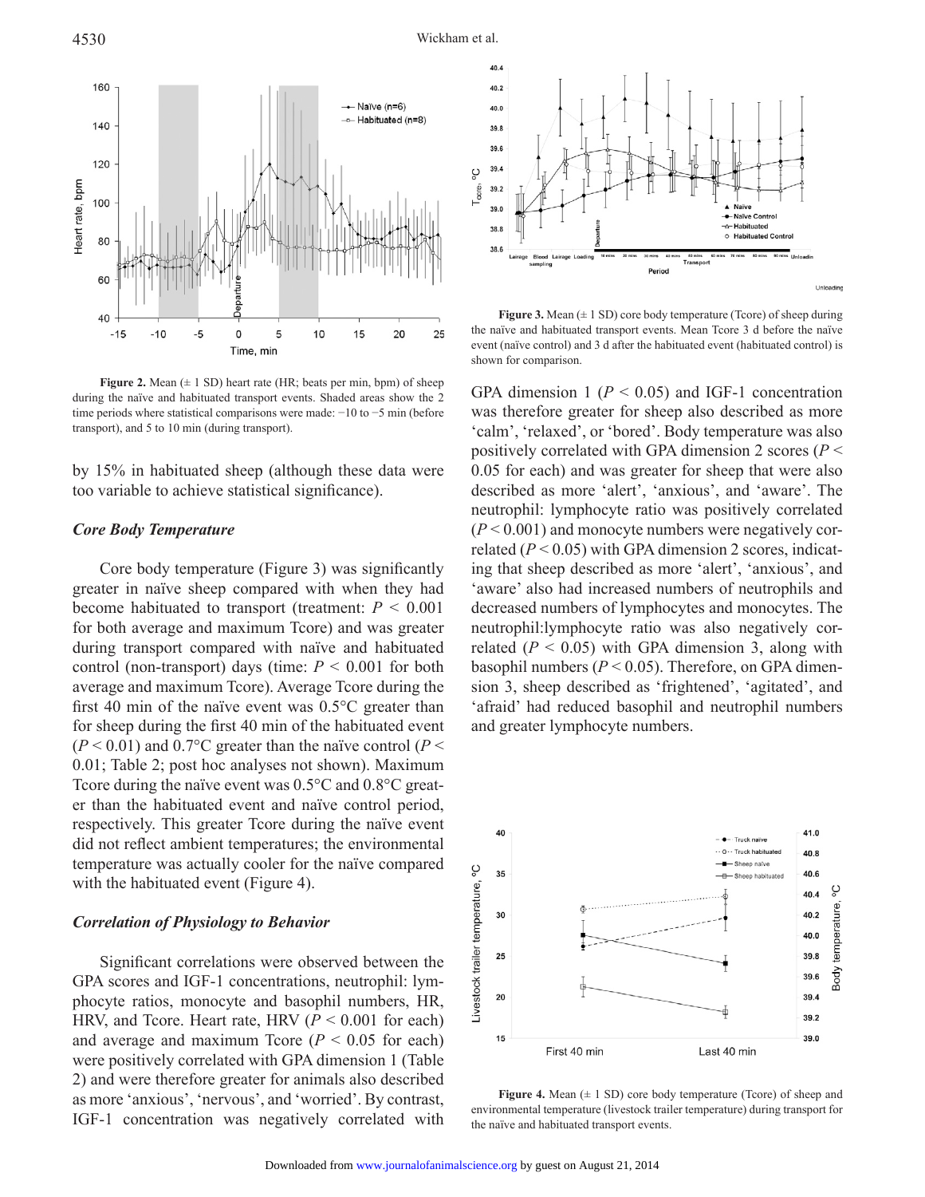Figure 2. Mean (± 1 SD) heart rate (HR; beats per min, bpm) of sheep during the naïve and habituated transport events. Shaded areas show the 2 time periods where statistical comparisons were made: −10 to −5 min (before transport), and 5 to 10 min (during transport).

by 15% in habituated sheep (although these data were too variable to achieve statistical significance).

### *Core Body Temperature*

Core body temperature (Figure 3) was significantly greater in naïve sheep compared with when they had become habituated to transport (treatment: $P < 0.001$ for both average and maximum Tcore) and was greater during transport compared with naïve and habituated control (non-transport) days (time: $P < 0.001$ for both average and maximum Tcore). Average Tcore during the first 40 min of the naïve event was 0.5°C greater than for sheep during the first 40 min of the habituated event ($P < 0.01$) and 0.7°C greater than the naïve control ($P < 0.01$; Table 2; post hoc analyses not shown). Maximum Tcore during the naïve event was 0.5°C and 0.8°C greater than the habituated event and naïve control period, respectively. This greater Tcore during the naïve event did not reflect ambient temperatures; the environmental temperature was actually cooler for the naïve compared with the habituated event (Figure 4).

### *Correlation of Physiology to Behavior*

Significant correlations were observed between the GPA scores and IGF-1 concentrations, neutrophil: lymphocyte ratios, monocyte and basophil numbers, HR, HRV, and Tcore. Heart rate, HRV ($P < 0.001$ for each) and average and maximum Tcore ($P < 0.05$ for each) were positively correlated with GPA dimension 1 (Table 2) and were therefore greater for animals also described as more 'anxious', 'nervous', and 'worried'. By contrast, IGF-1 concentration was negatively correlated with GPA dimension 1 ($P < 0.05$) and IGF-1 concentration was therefore greater for sheep also described as more 'calm', 'relaxed', or 'bored'. Body temperature was also positively correlated with GPA dimension 2 scores ($P < 0.05$ for each) and was greater for sheep that were also described as more 'alert', 'anxious', and 'aware'. The neutrophil: lymphocyte ratio was positively correlated ($P < 0.001$) and monocyte numbers were negatively correlated ($P < 0.05$) with GPA dimension 2 scores, indicating that sheep described as more 'alert', 'anxious', and 'aware' also had increased numbers of neutrophils and decreased numbers of lymphocytes and monocytes. The neutrophil:lymphocyte ratio was also negatively correlated ($P < 0.05$) with GPA dimension 3, along with basophil numbers ($P < 0.05$). Therefore, on GPA dimension 3, sheep described as 'frightened', 'agitated', and 'afraid' had reduced basophil and neutrophil numbers and greater lymphocyte numbers.

Figure 3. Mean (± 1 SD) core body temperature (Tcore) of sheep during the naïve and habituated transport events. Mean Tcore 3 d before the naïve event (naïve control) and 3 d after the habituated event (habituated control) is shown for comparison.

Figure 4. Mean (± 1 SD) core body temperature (Tcore) of sheep and environmental temperature (livestock trailer temperature) during transport for the naïve and habituated transport events.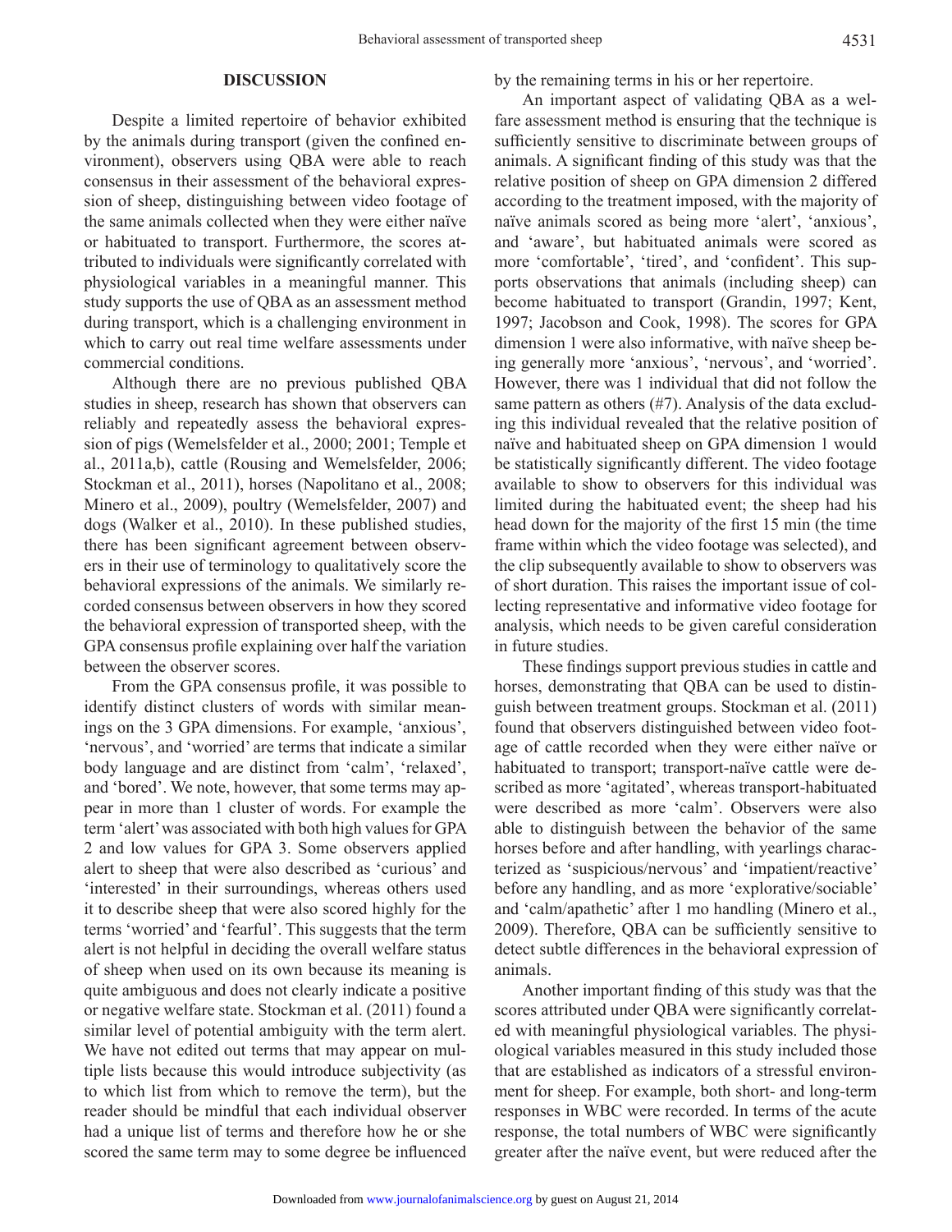## DISCUSSION

Despite a limited repertoire of behavior exhibited by the animals during transport (given the confined environment), observers using QBA were able to reach consensus in their assessment of the behavioral expression of sheep, distinguishing between video footage of the same animals collected when they were either naïve or habituated to transport. Furthermore, the scores attributed to individuals were significantly correlated with physiological variables in a meaningful manner. This study supports the use of QBA as an assessment method during transport, which is a challenging environment in which to carry out real time welfare assessments under commercial conditions.

Although there are no previous published QBA studies in sheep, research has shown that observers can reliably and repeatedly assess the behavioral expression of pigs (Wemelsfelder et al., 2000; 2001; Temple et al., 2011a,b), cattle (Rousing and Wemelsfelder, 2006; Stockman et al., 2011), horses (Napolitano et al., 2008; Minero et al., 2009), poultry (Wemelsfelder, 2007) and dogs (Walker et al., 2010). In these published studies, there has been significant agreement between observers in their use of terminology to qualitatively score the behavioral expressions of the animals. We similarly recorded consensus between observers in how they scored the behavioral expression of transported sheep, with the GPA consensus profile explaining over half the variation between the observer scores.

From the GPA consensus profile, it was possible to identify distinct clusters of words with similar meanings on the 3 GPA dimensions. For example, 'anxious', 'nervous', and 'worried' are terms that indicate a similar body language and are distinct from 'calm', 'relaxed', and 'bored'. We note, however, that some terms may appear in more than 1 cluster of words. For example the term 'alert' was associated with both high values for GPA 2 and low values for GPA 3. Some observers applied alert to sheep that were also described as 'curious' and 'interested' in their surroundings, whereas others used it to describe sheep that were also scored highly for the terms 'worried' and 'fearful'. This suggests that the term alert is not helpful in deciding the overall welfare status of sheep when used on its own because its meaning is quite ambiguous and does not clearly indicate a positive or negative welfare state. Stockman et al. (2011) found a similar level of potential ambiguity with the term alert. We have not edited out terms that may appear on multiple lists because this would introduce subjectivity (as to which list from which to remove the term), but the reader should be mindful that each individual observer had a unique list of terms and therefore how he or she scored the same term may to some degree be influenced by the remaining terms in his or her repertoire.

An important aspect of validating QBA as a welfare assessment method is ensuring that the technique is sufficiently sensitive to discriminate between groups of animals. A significant finding of this study was that the relative position of sheep on GPA dimension 2 differed according to the treatment imposed, with the majority of naïve animals scored as being more 'alert', 'anxious', and 'aware', but habituated animals were scored as more 'comfortable', 'tired', and 'confident'. This supports observations that animals (including sheep) can become habituated to transport (Grandin, 1997; Kent, 1997; Jacobson and Cook, 1998). The scores for GPA dimension 1 were also informative, with naïve sheep being generally more 'anxious', 'nervous', and 'worried'. However, there was 1 individual that did not follow the same pattern as others (#7). Analysis of the data excluding this individual revealed that the relative position of naïve and habituated sheep on GPA dimension 1 would be statistically significantly different. The video footage available to show to observers for this individual was limited during the habituated event; the sheep had his head down for the majority of the first 15 min (the time frame within which the video footage was selected), and the clip subsequently available to show to observers was of short duration. This raises the important issue of collecting representative and informative video footage for analysis, which needs to be given careful consideration in future studies.

These findings support previous studies in cattle and horses, demonstrating that QBA can be used to distinguish between treatment groups. Stockman et al. (2011) found that observers distinguished between video footage of cattle recorded when they were either naïve or habituated to transport; transport-naïve cattle were described as more 'agitated', whereas transport-habituated were described as more 'calm'. Observers were also able to distinguish between the behavior of the same horses before and after handling, with yearlings characterized as 'suspicious/nervous' and 'impatient/reactive' before any handling, and as more 'explorative/sociable' and 'calm/apathetic' after 1 mo handling (Minero et al., 2009). Therefore, QBA can be sufficiently sensitive to detect subtle differences in the behavioral expression of animals.

Another important finding of this study was that the scores attributed under QBA were significantly correlated with meaningful physiological variables. The physiological variables measured in this study included those that are established as indicators of a stressful environment for sheep. For example, both short- and long-term responses in WBC were recorded. In terms of the acute response, the total numbers of WBC were significantly greater after the naïve event, but were reduced after the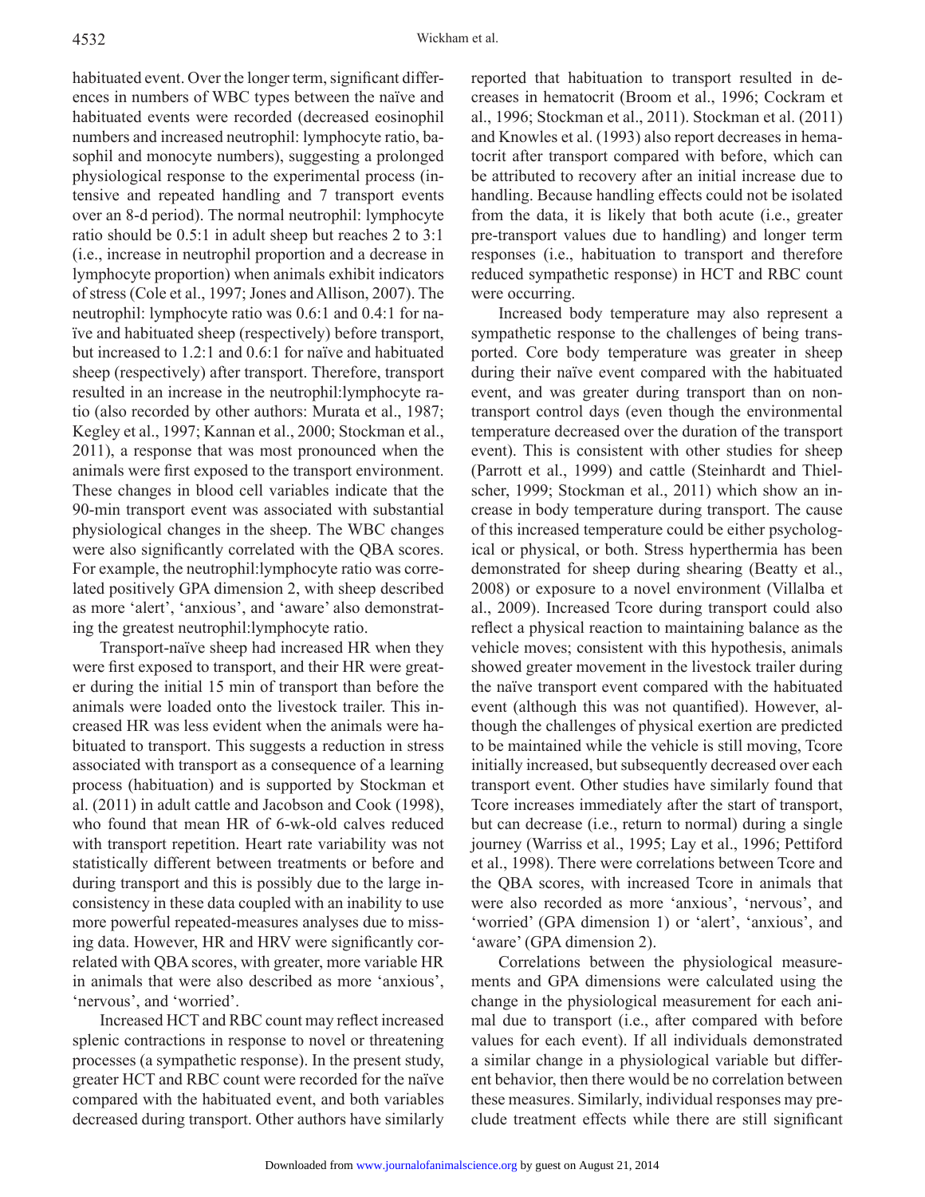habituated event. Over the longer term, significant differences in numbers of WBC types between the naïve and habituated events were recorded (decreased eosinophil numbers and increased neutrophil: lymphocyte ratio, basophil and monocyte numbers), suggesting a prolonged physiological response to the experimental process (intensive and repeated handling and 7 transport events over an 8-d period). The normal neutrophil: lymphocyte ratio should be 0.5:1 in adult sheep but reaches 2 to 3:1 (i.e., increase in neutrophil proportion and a decrease in lymphocyte proportion) when animals exhibit indicators of stress (Cole et al., 1997; Jones and Allison, 2007). The neutrophil: lymphocyte ratio was 0.6:1 and 0.4:1 for naïve and habituated sheep (respectively) before transport, but increased to 1.2:1 and 0.6:1 for naïve and habituated sheep (respectively) after transport. Therefore, transport resulted in an increase in the neutrophil:lymphocyte ratio (also recorded by other authors: Murata et al., 1987; Kegley et al., 1997; Kannan et al., 2000; Stockman et al., 2011), a response that was most pronounced when the animals were first exposed to the transport environment. These changes in blood cell variables indicate that the 90-min transport event was associated with substantial physiological changes in the sheep. The WBC changes were also significantly correlated with the QBA scores. For example, the neutrophil:lymphocyte ratio was correlated positively GPA dimension 2, with sheep described as more 'alert', 'anxious', and 'aware' also demonstrating the greatest neutrophil:lymphocyte ratio.

Transport-naïve sheep had increased HR when they were first exposed to transport, and their HR were greater during the initial 15 min of transport than before the animals were loaded onto the livestock trailer. This increased HR was less evident when the animals were habituated to transport. This suggests a reduction in stress associated with transport as a consequence of a learning process (habituation) and is supported by Stockman et al. (2011) in adult cattle and Jacobson and Cook (1998), who found that mean HR of 6-wk-old calves reduced with transport repetition. Heart rate variability was not statistically different between treatments or before and during transport and this is possibly due to the large inconsistency in these data coupled with an inability to use more powerful repeated-measures analyses due to missing data. However, HR and HRV were significantly correlated with QBA scores, with greater, more variable HR in animals that were also described as more 'anxious', 'nervous', and 'worried'.

Increased HCT and RBC count may reflect increased splenic contractions in response to novel or threatening processes (a sympathetic response). In the present study, greater HCT and RBC count were recorded for the naïve compared with the habituated event, and both variables decreased during transport. Other authors have similarly reported that habituation to transport resulted in decreases in hematocrit (Broom et al., 1996; Cockram et al., 1996; Stockman et al., 2011). Stockman et al. (2011) and Knowles et al. (1993) also report decreases in hematocrit after transport compared with before, which can be attributed to recovery after an initial increase due to handling. Because handling effects could not be isolated from the data, it is likely that both acute (i.e., greater pre-transport values due to handling) and longer term responses (i.e., habituation to transport and therefore reduced sympathetic response) in HCT and RBC count were occurring.

Increased body temperature may also represent a sympathetic response to the challenges of being transported. Core body temperature was greater in sheep during their naïve event compared with the habituated event, and was greater during transport than on non-transport control days (even though the environmental temperature decreased over the duration of the transport event). This is consistent with other studies for sheep (Parrott et al., 1999) and cattle (Steinhardt and Thielscher, 1999; Stockman et al., 2011) which show an increase in body temperature during transport. The cause of this increased temperature could be either psychological or physical, or both. Stress hyperthermia has been demonstrated for sheep during shearing (Beatty et al., 2008) or exposure to a novel environment (Villalba et al., 2009). Increased Tcore during transport could also reflect a physical reaction to maintaining balance as the vehicle moves; consistent with this hypothesis, animals showed greater movement in the livestock trailer during the naïve transport event compared with the habituated event (although this was not quantified). However, although the challenges of physical exertion are predicted to be maintained while the vehicle is still moving, Tcore initially increased, but subsequently decreased over each transport event. Other studies have similarly found that Tcore increases immediately after the start of transport, but can decrease (i.e., return to normal) during a single journey (Warriss et al., 1995; Lay et al., 1996; Pettiford et al., 1998). There were correlations between Tcore and the QBA scores, with increased Tcore in animals that were also recorded as more 'anxious', 'nervous', and 'worried' (GPA dimension 1) or 'alert', 'anxious', and 'aware' (GPA dimension 2).

Correlations between the physiological measurements and GPA dimensions were calculated using the change in the physiological measurement for each animal due to transport (i.e., after compared with before values for each event). If all individuals demonstrated a similar change in a physiological variable but different behavior, then there would be no correlation between these measures. Similarly, individual responses may preclude treatment effects while there are still significant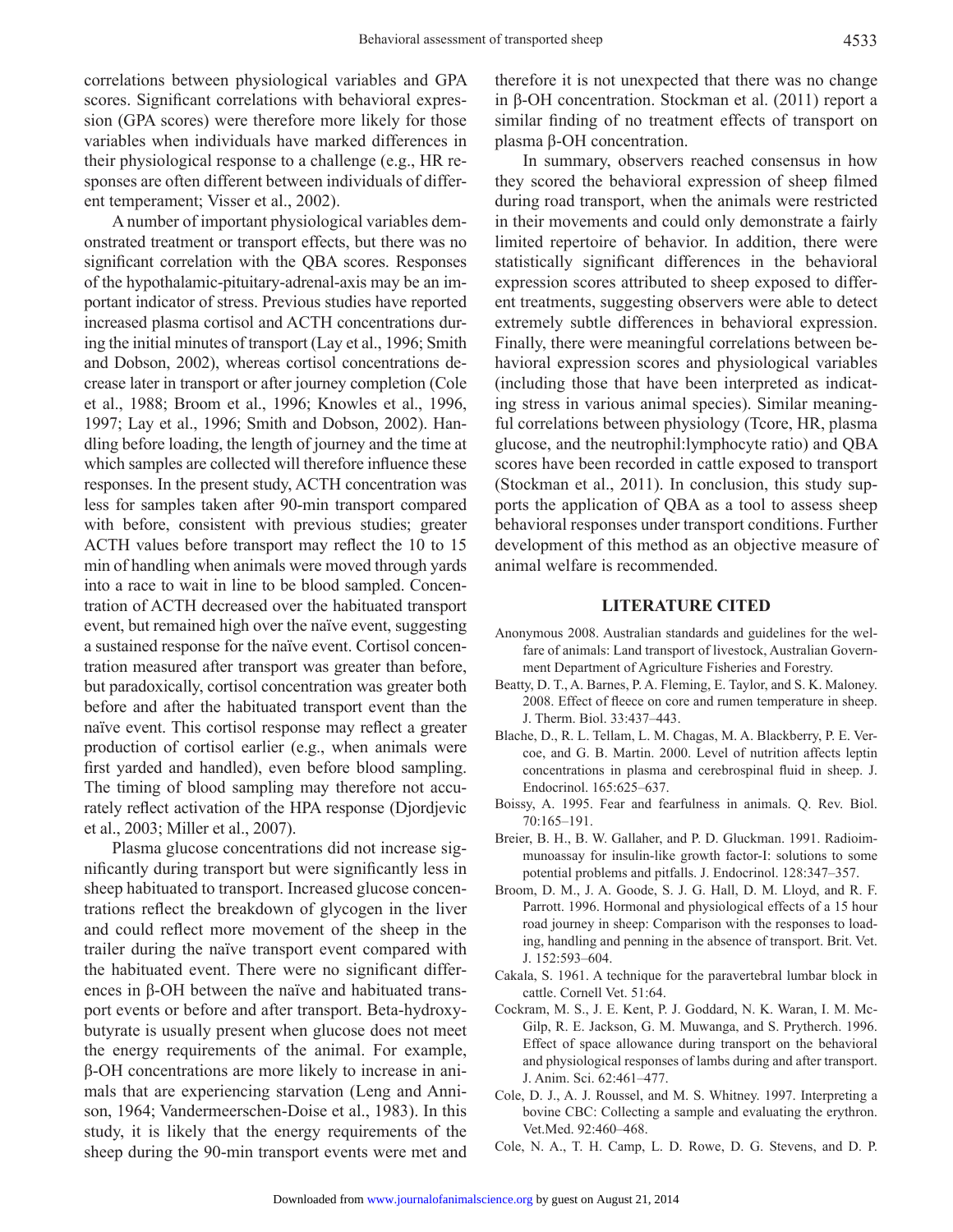correlations between physiological variables and GPA scores. Significant correlations with behavioral expression (GPA scores) were therefore more likely for those variables when individuals have marked differences in their physiological response to a challenge (e.g., HR responses are often different between individuals of different temperament; Visser et al., 2002).

A number of important physiological variables demonstrated treatment or transport effects, but there was no significant correlation with the QBA scores. Responses of the hypothalamic-pituitary-adrenal-axis may be an important indicator of stress. Previous studies have reported increased plasma cortisol and ACTH concentrations during the initial minutes of transport (Lay et al., 1996; Smith and Dobson, 2002), whereas cortisol concentrations decrease later in transport or after journey completion (Cole et al., 1988; Broom et al., 1996; Knowles et al., 1996, 1997; Lay et al., 1996; Smith and Dobson, 2002). Handling before loading, the length of journey and the time at which samples are collected will therefore influence these responses. In the present study, ACTH concentration was less for samples taken after 90-min transport compared with before, consistent with previous studies; greater ACTH values before transport may reflect the 10 to 15 min of handling when animals were moved through yards into a race to wait in line to be blood sampled. Concentration of ACTH decreased over the habituated transport event, but remained high over the naïve event, suggesting a sustained response for the naïve event. Cortisol concentration measured after transport was greater than before, but paradoxically, cortisol concentration was greater both before and after the habituated transport event than the naïve event. This cortisol response may reflect a greater production of cortisol earlier (e.g., when animals were first yarded and handled), even before blood sampling. The timing of blood sampling may therefore not accurately reflect activation of the HPA response (Djordjevic et al., 2003; Miller et al., 2007).

Plasma glucose concentrations did not increase significantly during transport but were significantly less in sheep habituated to transport. Increased glucose concentrations reflect the breakdown of glycogen in the liver and could reflect more movement of the sheep in the trailer during the naïve transport event compared with the habituated event. There were no significant differences in β-OH between the naïve and habituated transport events or before and after transport. Beta-hydroxybutyrate is usually present when glucose does not meet the energy requirements of the animal. For example, β-OH concentrations are more likely to increase in animals that are experiencing starvation (Leng and Annison, 1964; Vandermeerschen-Doise et al., 1983). In this study, it is likely that the energy requirements of the sheep during the 90-min transport events were met and therefore it is not unexpected that there was no change in β-OH concentration. Stockman et al. (2011) report a similar finding of no treatment effects of transport on plasma β-OH concentration.

In summary, observers reached consensus in how they scored the behavioral expression of sheep filmed during road transport, when the animals were restricted in their movements and could only demonstrate a fairly limited repertoire of behavior. In addition, there were statistically significant differences in the behavioral expression scores attributed to sheep exposed to different treatments, suggesting observers were able to detect extremely subtle differences in behavioral expression. Finally, there were meaningful correlations between behavioral expression scores and physiological variables (including those that have been interpreted as indicating stress in various animal species). Similar meaningful correlations between physiology (Tcore, HR, plasma glucose, and the neutrophil:lymphocyte ratio) and QBA scores have been recorded in cattle exposed to transport (Stockman et al., 2011). In conclusion, this study supports the application of QBA as a tool to assess sheep behavioral responses under transport conditions. Further development of this method as an objective measure of animal welfare is recommended.

## LITERATURE CITED

Anonymous 2008. Australian standards and guidelines for the welfare of animals: Land transport of livestock, Australian Government Department of Agriculture Fisheries and Forestry.

Beatty, D. T., A. Barnes, P. A. Fleming, E. Taylor, and S. K. Maloney. 2008. Effect of fleece on core and rumen temperature in sheep. J. Therm. Biol. 33:437–443.

Blache, D., R. L. Tellam, L. M. Chagas, M. A. Blackberry, P. E. Vercoe, and G. B. Martin. 2000. Level of nutrition affects leptin concentrations in plasma and cerebrospinal fluid in sheep. J. Endocrinol. 165:625–637.

Boissy, A. 1995. Fear and fearfulness in animals. Q. Rev. Biol. 70:165–191.

Breier, B. H., B. W. Gallaher, and P. D. Gluckman. 1991. Radioimmunoassay for insulin-like growth factor-I: solutions to some potential problems and pitfalls. J. Endocrinol. 128:347–357.

Broom, D. M., J. A. Goode, S. J. G. Hall, D. M. Lloyd, and R. F. Parrott. 1996. Hormonal and physiological effects of a 15 hour road journey in sheep: Comparison with the responses to loading, handling and penning in the absence of transport. Brit. Vet. J. 152:593–604.

Cakala, S. 1961. A technique for the paravertebral lumbar block in cattle. Cornell Vet. 51:64.

Cockram, M. S., J. E. Kent, P. J. Goddard, N. K. Waran, I. M. McGilp, R. E. Jackson, G. M. Muwanga, and S. Prytherch. 1996. Effect of space allowance during transport on the behavioral and physiological responses of lambs during and after transport. J. Anim. Sci. 62:461–477.

Cole, D. J., A. J. Roussel, and M. S. Whitney. 1997. Interpreting a bovine CBC: Collecting a sample and evaluating the erythron. Vet.Med. 92:460–468.

Cole, N. A., T. H. Camp, L. D. Rowe, D. G. Stevens, and D. P.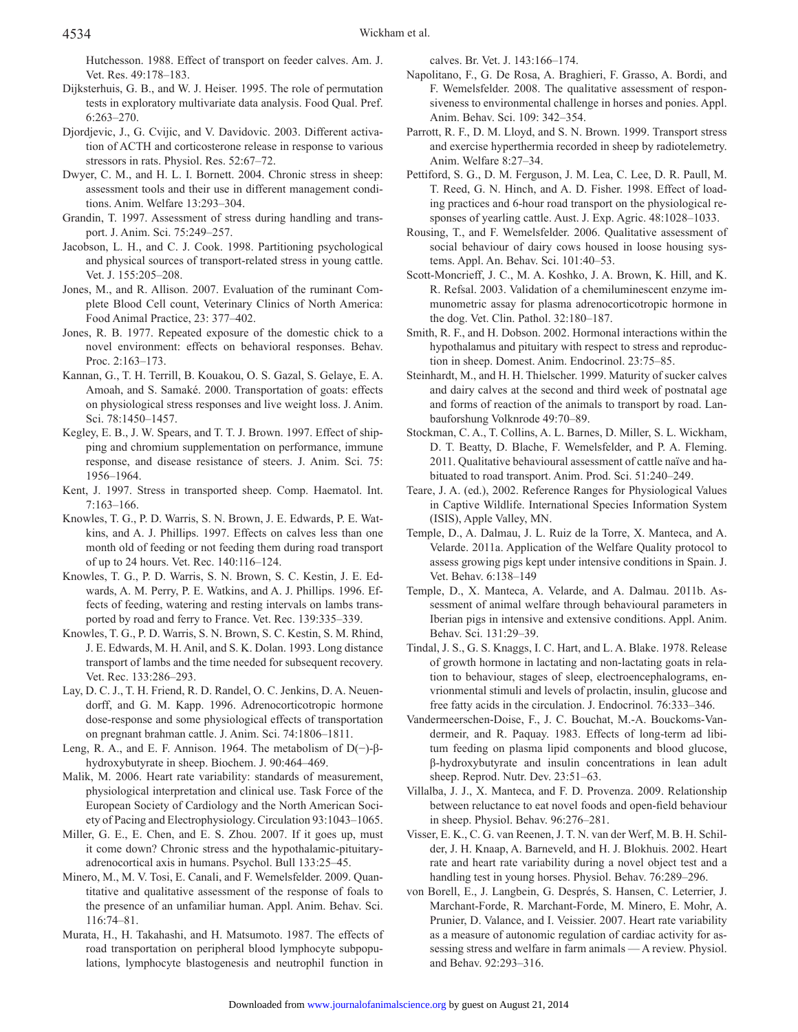Hutchesson. 1988. Effect of transport on feeder calves. Am. J. Vet. Res. 49:178–183.

Dijksterhuis, G. B., and W. J. Heiser. 1995. The role of permutation tests in exploratory multivariate data analysis. Food Qual. Pref. 6:263–270.

Djordjevic, J., G. Cvijic, and V. Davidovic. 2003. Different activation of ACTH and corticosterone release in response to various stressors in rats. Physiol. Res. 52:67–72.

Dwyer, C. M., and H. L. I. Bornett. 2004. Chronic stress in sheep: assessment tools and their use in different management conditions. Anim. Welfare 13:293–304.

Grandin, T. 1997. Assessment of stress during handling and transport. J. Anim. Sci. 75:249–257.

Jacobson, L. H., and C. J. Cook. 1998. Partitioning psychological and physical sources of transport-related stress in young cattle. Vet. J. 155:205–208.

Jones, M., and R. Allison. 2007. Evaluation of the ruminant Complete Blood Cell count, Veterinary Clinics of North America: Food Animal Practice, 23: 377–402.

Jones, R. B. 1977. Repeated exposure of the domestic chick to a novel environment: effects on behavioral responses. Behav. Proc. 2:163–173.

Kannan, G., T. H. Terrill, B. Kouakou, O. S. Gazal, S. Gelaye, E. A. Amoah, and S. Samaké. 2000. Transportation of goats: effects on physiological stress responses and live weight loss. J. Anim. Sci. 78:1450–1457.

Kegley, E. B., J. W. Spears, and T. T. J. Brown. 1997. Effect of shipping and chromium supplementation on performance, immune response, and disease resistance of steers. J. Anim. Sci. 75: 1956–1964.

Kent, J. 1997. Stress in transported sheep. Comp. Haematol. Int. 7:163–166.

Knowles, T. G., P. D. Warris, S. N. Brown, J. E. Edwards, P. E. Watkins, and A. J. Phillips. 1997. Effects on calves less than one month old of feeding or not feeding them during road transport of up to 24 hours. Vet. Rec. 140:116–124.

Knowles, T. G., P. D. Warris, S. N. Brown, S. C. Kestin, J. E. Edwards, A. M. Perry, P. E. Watkins, and A. J. Phillips. 1996. Effects of feeding, watering and resting intervals on lambs transported by road and ferry to France. Vet. Rec. 139:335–339.

Knowles, T. G., P. D. Warris, S. N. Brown, S. C. Kestin, S. M. Rhind, J. E. Edwards, M. H. Anil, and S. K. Dolan. 1993. Long distance transport of lambs and the time needed for subsequent recovery. Vet. Rec. 133:286–293.

Lay, D. C. J., T. H. Friend, R. D. Randel, O. C. Jenkins, D. A. Neuendorff, and G. M. Kapp. 1996. Adrenocorticotropic hormone dose-response and some physiological effects of transportation on pregnant brahman cattle. J. Anim. Sci. 74:1806–1811.

Leng, R. A., and E. F. Annison. 1964. The metabolism of D(−)-β-hydroxybutyrate in sheep. Biochem. J. 90:464–469.

Malik, M. 2006. Heart rate variability: standards of measurement, physiological interpretation and clinical use. Task Force of the European Society of Cardiology and the North American Society of Pacing and Electrophysiology. Circulation 93:1043–1065.

Miller, G. E., E. Chen, and E. S. Zhou. 2007. If it goes up, must it come down? Chronic stress and the hypothalamic-pituitary-adrenocortical axis in humans. Psychol. Bull 133:25–45.

Minero, M., M. V. Tosi, E. Canali, and F. Wemelsfelder. 2009. Quantitative and qualitative assessment of the response of foals to the presence of an unfamiliar human. Appl. Anim. Behav. Sci. 116:74–81.

Murata, H., H. Takahashi, and H. Matsumoto. 1987. The effects of road transportation on peripheral blood lymphocyte subpopulations, lymphocyte blastogenesis and neutrophil function in calves. Br. Vet. J. 143:166–174.

Napolitano, F., G. De Rosa, A. Braghieri, F. Grasso, A. Bordi, and F. Wemelsfelder. 2008. The qualitative assessment of responsiveness to environmental challenge in horses and ponies. Appl. Anim. Behav. Sci. 109: 342–354.

Parrott, R. F., D. M. Lloyd, and S. N. Brown. 1999. Transport stress and exercise hyperthermia recorded in sheep by radiotelemetry. Anim. Welfare 8:27–34.

Pettiford, S. G., D. M. Ferguson, J. M. Lea, C. Lee, D. R. Paull, M. T. Reed, G. N. Hinch, and A. D. Fisher. 1998. Effect of loading practices and 6-hour road transport on the physiological responses of yearling cattle. Aust. J. Exp. Agric. 48:1028–1033.

Rousing, T., and F. Wemelsfelder. 2006. Qualitative assessment of social behaviour of dairy cows housed in loose housing systems. Appl. An. Behav. Sci. 101:40–53.

Scott-Moncrieff, J. C., M. A. Koshko, J. A. Brown, K. Hill, and K. R. Refsal. 2003. Validation of a chemiluminescent enzyme immunometric assay for plasma adrenocorticotropic hormone in the dog. Vet. Clin. Pathol. 32:180–187.

Smith, R. F., and H. Dobson. 2002. Hormonal interactions within the hypothalamus and pituitary with respect to stress and reproduction in sheep. Domest. Anim. Endocrinol. 23:75–85.

Steinhardt, M., and H. H. Thielscher. 1999. Maturity of sucker calves and dairy calves at the second and third week of postnatal age and forms of reaction of the animals to transport by road. Lanbauforshung Volknrode 49:70–89.

Stockman, C. A., T. Collins, A. L. Barnes, D. Miller, S. L. Wickham, D. T. Beatty, D. Blache, F. Wemelsfelder, and P. A. Fleming. 2011. Qualitative behavioural assessment of cattle naïve and habituated to road transport. Anim. Prod. Sci. 51:240–249.

Teare, J. A. (ed.), 2002. Reference Ranges for Physiological Values in Captive Wildlife. International Species Information System (ISIS), Apple Valley, MN.

Temple, D., A. Dalmau, J. L. Ruiz de la Torre, X. Manteca, and A. Velarde. 2011a. Application of the Welfare Quality protocol to assess growing pigs kept under intensive conditions in Spain. J. Vet. Behav. 6:138–149

Temple, D., X. Manteca, A. Velarde, and A. Dalmau. 2011b. Assessment of animal welfare through behavioural parameters in Iberian pigs in intensive and extensive conditions. Appl. Anim. Behav. Sci. 131:29–39.

Tindal, J. S., G. S. Knaggs, I. C. Hart, and L. A. Blake. 1978. Release of growth hormone in lactating and non-lactating goats in relation to behaviour, stages of sleep, electroencephalograms, envrionmental stimuli and levels of prolactin, insulin, glucose and free fatty acids in the circulation. J. Endocrinol. 76:333–346.

Vandermeerschen-Doise, F., J. C. Bouchat, M.-A. Bouckoms-Vandermeir, and R. Paquay. 1983. Effects of long-term ad libitum feeding on plasma lipid components and blood glucose, β-hydroxybutyrate and insulin concentrations in lean adult sheep. Reprod. Nutr. Dev. 23:51–63.

Villalba, J. J., X. Manteca, and F. D. Provenza. 2009. Relationship between reluctance to eat novel foods and open-field behaviour in sheep. Physiol. Behav. 96:276–281.

Visser, E. K., C. G. van Reenen, J. T. N. van der Werf, M. B. H. Schilder, J. H. Knaap, A. Barneveld, and H. J. Blokhuis. 2002. Heart rate and heart rate variability during a novel object test and a handling test in young horses. Physiol. Behav. 76:289–296.

von Borell, E., J. Langbein, G. Després, S. Hansen, C. Leterrier, J. Marchant-Forde, R. Marchant-Forde, M. Minero, E. Mohr, A. Prunier, D. Valance, and I. Veissier. 2007. Heart rate variability as a measure of autonomic regulation of cardiac activity for assessing stress and welfare in farm animals — A review. Physiol. and Behav. 92:293–316.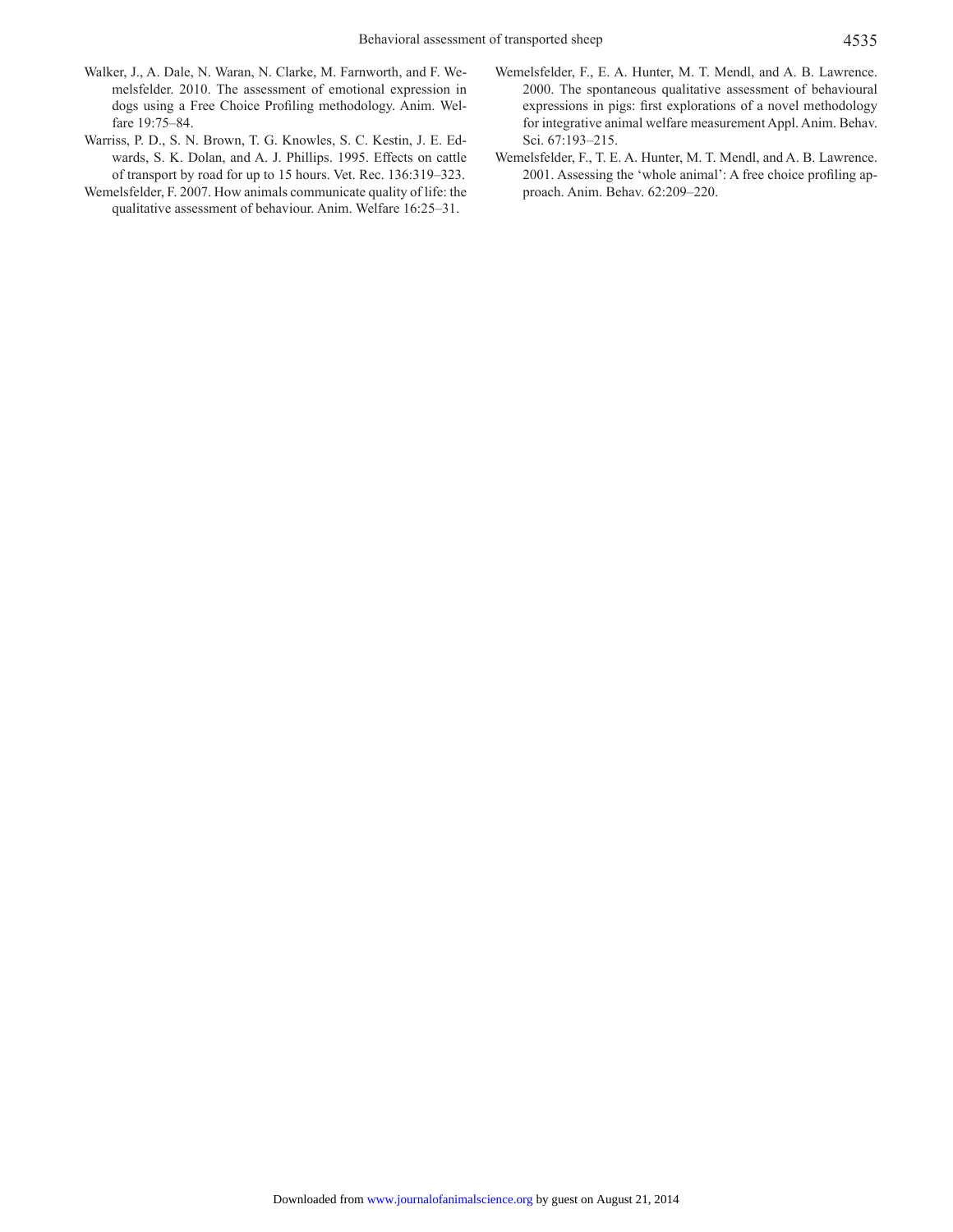Walker, J., A. Dale, N. Waran, N. Clarke, M. Farnworth, and F. Wemelsfelder. 2010. The assessment of emotional expression in dogs using a Free Choice Profiling methodology. Anim. Welfare 19:75–84.

Warriss, P. D., S. N. Brown, T. G. Knowles, S. C. Kestin, J. E. Edwards, S. K. Dolan, and A. J. Phillips. 1995. Effects on cattle of transport by road for up to 15 hours. Vet. Rec. 136:319–323.

Wemelsfelder, F. 2007. How animals communicate quality of life: the qualitative assessment of behaviour. Anim. Welfare 16:25–31.

Wemelsfelder, F., E. A. Hunter, M. T. Mendl, and A. B. Lawrence. 2000. The spontaneous qualitative assessment of behavioural expressions in pigs: first explorations of a novel methodology for integrative animal welfare measurement Appl. Anim. Behav. Sci. 67:193–215.

Wemelsfelder, F., T. E. A. Hunter, M. T. Mendl, and A. B. Lawrence. 2001. Assessing the 'whole animal': A free choice profiling approach. Anim. Behav. 62:209–220.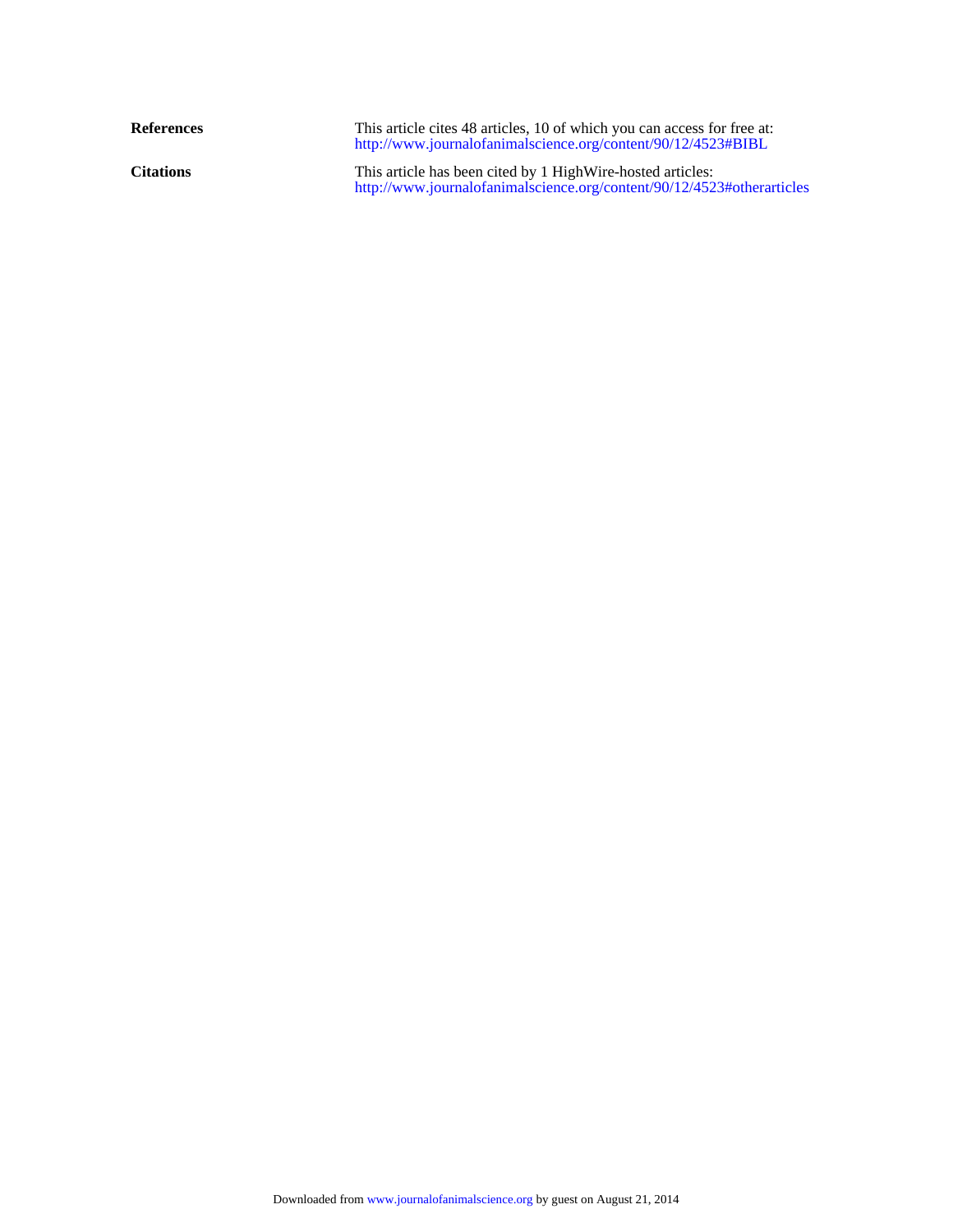**References** This article cites 48 articles, 10 of which you can access for free at: http://www.journalofanimalscience.org/content/90/12/4523#BIBL

**Citations** This article has been cited by 1 HighWire-hosted articles: http://www.journalofanimalscience.org/content/90/12/4523#otherarticles